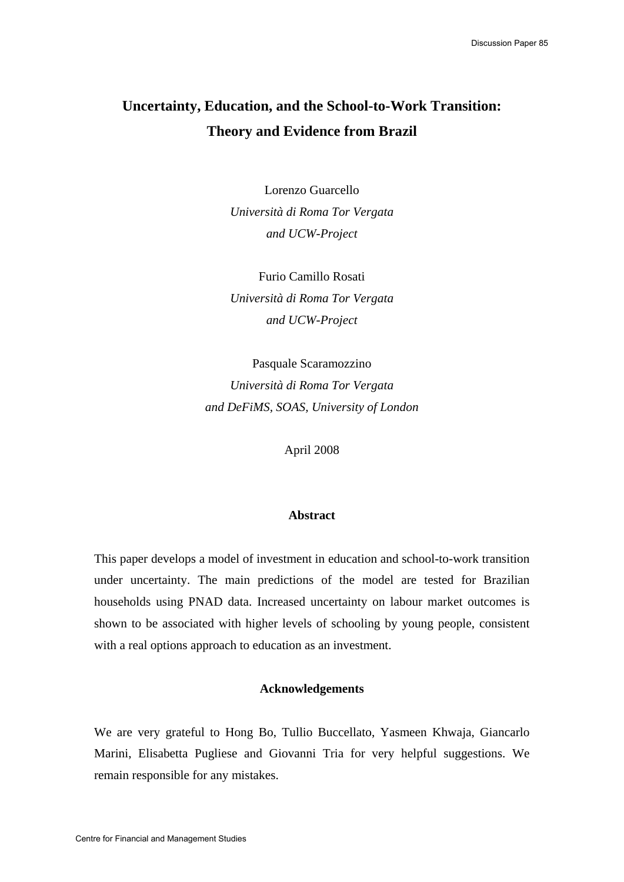# Uncertainty, Education, and the School-to-Work Transition: Theory and Evidence from Brazil

Lorenzo Guarcello
*Università di Roma Tor Vergata*
*and UCW-Project*

Furio Camillo Rosati
*Università di Roma Tor Vergata*
*and UCW-Project*

Pasquale Scaramozzino
*Università di Roma Tor Vergata*
*and DeFiMS, SOAS, University of London*

April 2008

## Abstract

This paper develops a model of investment in education and school-to-work transition under uncertainty. The main predictions of the model are tested for Brazilian households using PNAD data. Increased uncertainty on labour market outcomes is shown to be associated with higher levels of schooling by young people, consistent with a real options approach to education as an investment.

## Acknowledgements

We are very grateful to Hong Bo, Tullio Buccellato, Yasmeen Khwaja, Giancarlo Marini, Elisabetta Pugliese and Giovanni Tria for very helpful suggestions. We remain responsible for any mistakes.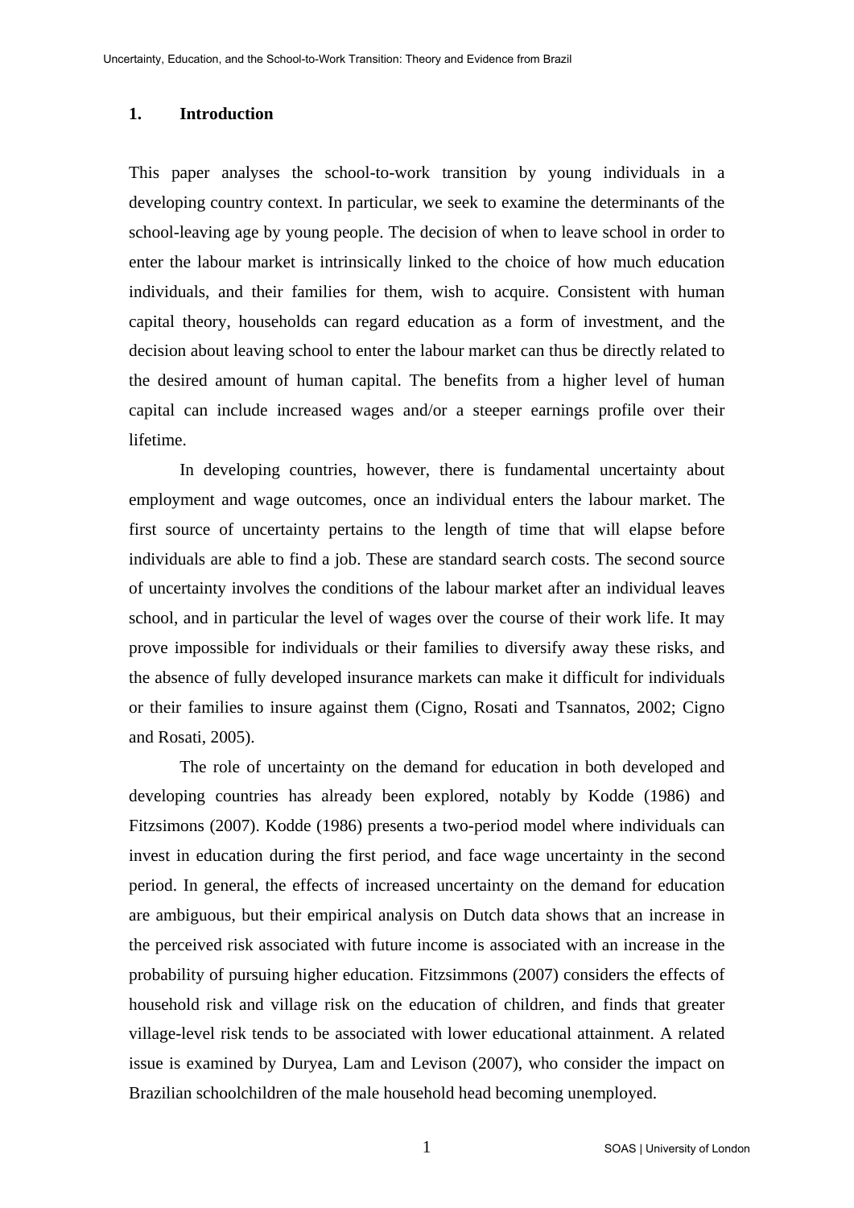## 1. Introduction

This paper analyses the school-to-work transition by young individuals in a developing country context. In particular, we seek to examine the determinants of the school-leaving age by young people. The decision of when to leave school in order to enter the labour market is intrinsically linked to the choice of how much education individuals, and their families for them, wish to acquire. Consistent with human capital theory, households can regard education as a form of investment, and the decision about leaving school to enter the labour market can thus be directly related to the desired amount of human capital. The benefits from a higher level of human capital can include increased wages and/or a steeper earnings profile over their lifetime.

In developing countries, however, there is fundamental uncertainty about employment and wage outcomes, once an individual enters the labour market. The first source of uncertainty pertains to the length of time that will elapse before individuals are able to find a job. These are standard search costs. The second source of uncertainty involves the conditions of the labour market after an individual leaves school, and in particular the level of wages over the course of their work life. It may prove impossible for individuals or their families to diversify away these risks, and the absence of fully developed insurance markets can make it difficult for individuals or their families to insure against them (Cigno, Rosati and Tsannatos, 2002; Cigno and Rosati, 2005).

The role of uncertainty on the demand for education in both developed and developing countries has already been explored, notably by Kodde (1986) and Fitzsimons (2007). Kodde (1986) presents a two-period model where individuals can invest in education during the first period, and face wage uncertainty in the second period. In general, the effects of increased uncertainty on the demand for education are ambiguous, but their empirical analysis on Dutch data shows that an increase in the perceived risk associated with future income is associated with an increase in the probability of pursuing higher education. Fitzsimmons (2007) considers the effects of household risk and village risk on the education of children, and finds that greater village-level risk tends to be associated with lower educational attainment. A related issue is examined by Duryea, Lam and Levison (2007), who consider the impact on Brazilian schoolchildren of the male household head becoming unemployed.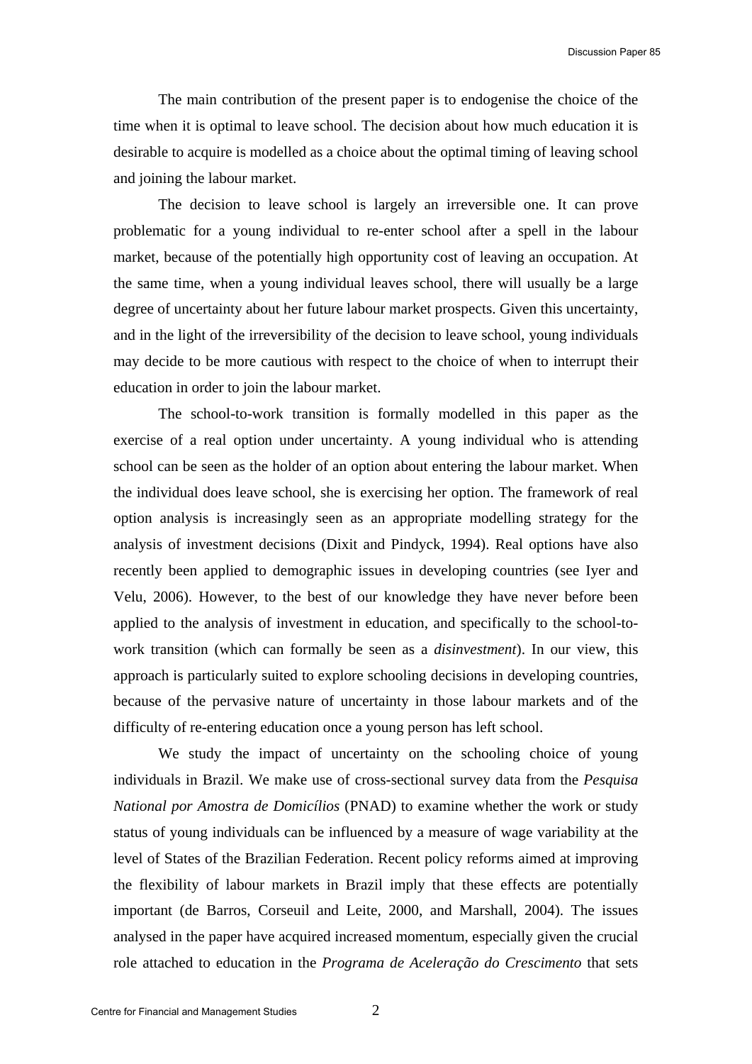The main contribution of the present paper is to endogenise the choice of the time when it is optimal to leave school. The decision about how much education it is desirable to acquire is modelled as a choice about the optimal timing of leaving school and joining the labour market.

The decision to leave school is largely an irreversible one. It can prove problematic for a young individual to re-enter school after a spell in the labour market, because of the potentially high opportunity cost of leaving an occupation. At the same time, when a young individual leaves school, there will usually be a large degree of uncertainty about her future labour market prospects. Given this uncertainty, and in the light of the irreversibility of the decision to leave school, young individuals may decide to be more cautious with respect to the choice of when to interrupt their education in order to join the labour market.

The school-to-work transition is formally modelled in this paper as the exercise of a real option under uncertainty. A young individual who is attending school can be seen as the holder of an option about entering the labour market. When the individual does leave school, she is exercising her option. The framework of real option analysis is increasingly seen as an appropriate modelling strategy for the analysis of investment decisions (Dixit and Pindyck, 1994). Real options have also recently been applied to demographic issues in developing countries (see Iyer and Velu, 2006). However, to the best of our knowledge they have never before been applied to the analysis of investment in education, and specifically to the school-to-work transition (which can formally be seen as a *disinvestment*). In our view, this approach is particularly suited to explore schooling decisions in developing countries, because of the pervasive nature of uncertainty in those labour markets and of the difficulty of re-entering education once a young person has left school.

We study the impact of uncertainty on the schooling choice of young individuals in Brazil. We make use of cross-sectional survey data from the *Pesquisa National por Amostra de Domicílios* (PNAD) to examine whether the work or study status of young individuals can be influenced by a measure of wage variability at the level of States of the Brazilian Federation. Recent policy reforms aimed at improving the flexibility of labour markets in Brazil imply that these effects are potentially important (de Barros, Corseuil and Leite, 2000, and Marshall, 2004). The issues analysed in the paper have acquired increased momentum, especially given the crucial role attached to education in the *Programa de Aceleração do Crescimento* that sets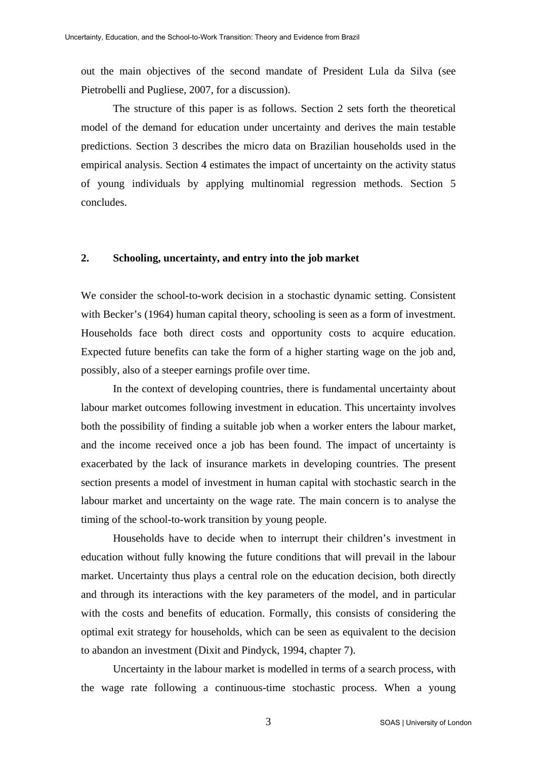out the main objectives of the second mandate of President Lula da Silva (see Pietrobelli and Pugliese, 2007, for a discussion).

The structure of this paper is as follows. Section 2 sets forth the theoretical model of the demand for education under uncertainty and derives the main testable predictions. Section 3 describes the micro data on Brazilian households used in the empirical analysis. Section 4 estimates the impact of uncertainty on the activity status of young individuals by applying multinomial regression methods. Section 5 concludes.

## 2. Schooling, uncertainty, and entry into the job market

We consider the school-to-work decision in a stochastic dynamic setting. Consistent with Becker's (1964) human capital theory, schooling is seen as a form of investment. Households face both direct costs and opportunity costs to acquire education. Expected future benefits can take the form of a higher starting wage on the job and, possibly, also of a steeper earnings profile over time.

In the context of developing countries, there is fundamental uncertainty about labour market outcomes following investment in education. This uncertainty involves both the possibility of finding a suitable job when a worker enters the labour market, and the income received once a job has been found. The impact of uncertainty is exacerbated by the lack of insurance markets in developing countries. The present section presents a model of investment in human capital with stochastic search in the labour market and uncertainty on the wage rate. The main concern is to analyse the timing of the school-to-work transition by young people.

Households have to decide when to interrupt their children's investment in education without fully knowing the future conditions that will prevail in the labour market. Uncertainty thus plays a central role on the education decision, both directly and through its interactions with the key parameters of the model, and in particular with the costs and benefits of education. Formally, this consists of considering the optimal exit strategy for households, which can be seen as equivalent to the decision to abandon an investment (Dixit and Pindyck, 1994, chapter 7).

Uncertainty in the labour market is modelled in terms of a search process, with the wage rate following a continuous-time stochastic process. When a young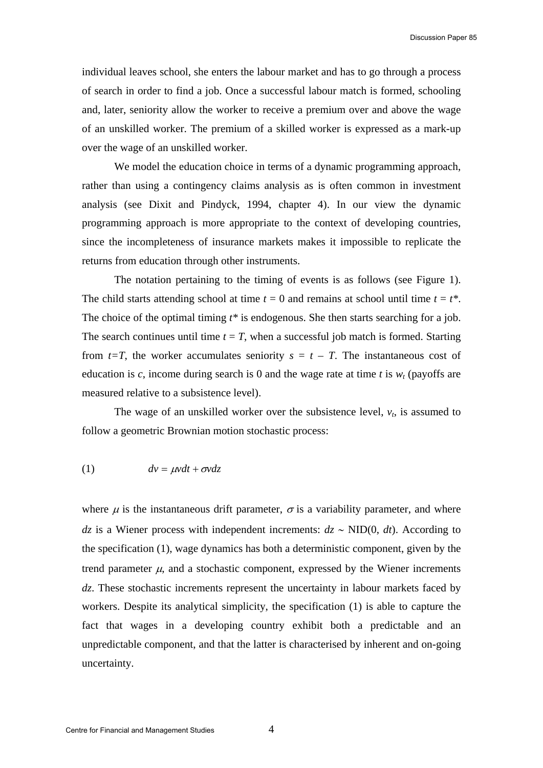individual leaves school, she enters the labour market and has to go through a process of search in order to find a job. Once a successful labour match is formed, schooling and, later, seniority allow the worker to receive a premium over and above the wage of an unskilled worker. The premium of a skilled worker is expressed as a mark-up over the wage of an unskilled worker.

We model the education choice in terms of a dynamic programming approach, rather than using a contingency claims analysis as is often common in investment analysis (see Dixit and Pindyck, 1994, chapter 4). In our view the dynamic programming approach is more appropriate to the context of developing countries, since the incompleteness of insurance markets makes it impossible to replicate the returns from education through other instruments.

The notation pertaining to the timing of events is as follows (see Figure 1). The child starts attending school at time $t = 0$ and remains at school until time $t = t^*$. The choice of the optimal timing $t^*$ is endogenous. She then starts searching for a job. The search continues until time $t = T$, when a successful job match is formed. Starting from $t=T$, the worker accumulates seniority $s = t - T$. The instantaneous cost of education is $c$, income during search is 0 and the wage rate at time $t$ is $w_t$ (payoffs are measured relative to a subsistence level).

The wage of an unskilled worker over the subsistence level, $v_t$, is assumed to follow a geometric Brownian motion stochastic process:

$$dv = \mu v dt + \sigma v dz \tag{1}$$

where $\mu$ is the instantaneous drift parameter, $\sigma$ is a variability parameter, and where $dz$ is a Wiener process with independent increments: $dz \sim \text{NID}(0, dt)$. According to the specification (1), wage dynamics has both a deterministic component, given by the trend parameter $\mu$, and a stochastic component, expressed by the Wiener increments $dz$. These stochastic increments represent the uncertainty in labour markets faced by workers. Despite its analytical simplicity, the specification (1) is able to capture the fact that wages in a developing country exhibit both a predictable and an unpredictable component, and that the latter is characterised by inherent and on-going uncertainty.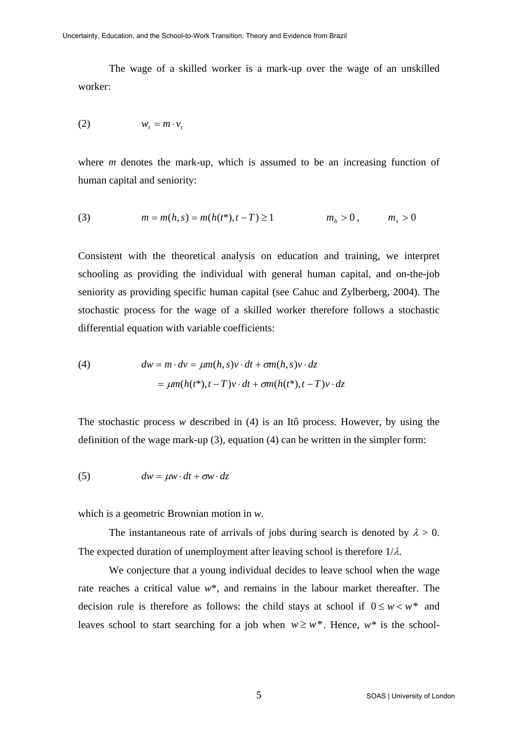The wage of a skilled worker is a mark-up over the wage of an unskilled worker:

$$(2) \qquad w_t = m \cdot v_t$$

where $m$ denotes the mark-up, which is assumed to be an increasing function of human capital and seniority:

$$(3) \qquad m = m(h,s) = m(h(t^*), t-T) \geq 1 \qquad m_h > 0\,, \qquad m_s > 0$$

Consistent with the theoretical analysis on education and training, we interpret schooling as providing the individual with general human capital, and on-the-job seniority as providing specific human capital (see Cahuc and Zylberberg, 2004). The stochastic process for the wage of a skilled worker therefore follows a stochastic differential equation with variable coefficients:

$$(4) \qquad \begin{aligned} dw = m \cdot dv &= \mu m(h,s) v \cdot dt + \sigma m(h,s) v \cdot dz \\ &= \mu m(h(t^*), t-T) v \cdot dt + \sigma m(h(t^*), t-T) v \cdot dz \end{aligned}$$

The stochastic process $w$ described in (4) is an Itô process. However, by using the definition of the wage mark-up (3), equation (4) can be written in the simpler form:

$$(5) \qquad dw = \mu w \cdot dt + \sigma w \cdot dz$$

which is a geometric Brownian motion in $w$.

The instantaneous rate of arrivals of jobs during search is denoted by $\lambda > 0$. The expected duration of unemployment after leaving school is therefore $1/\lambda$.

We conjecture that a young individual decides to leave school when the wage rate reaches a critical value $w^*$, and remains in the labour market thereafter. The decision rule is therefore as follows: the child stays at school if $0 \leq w < w^*$ and leaves school to start searching for a job when $w \geq w^*$. Hence, $w^*$ is the school-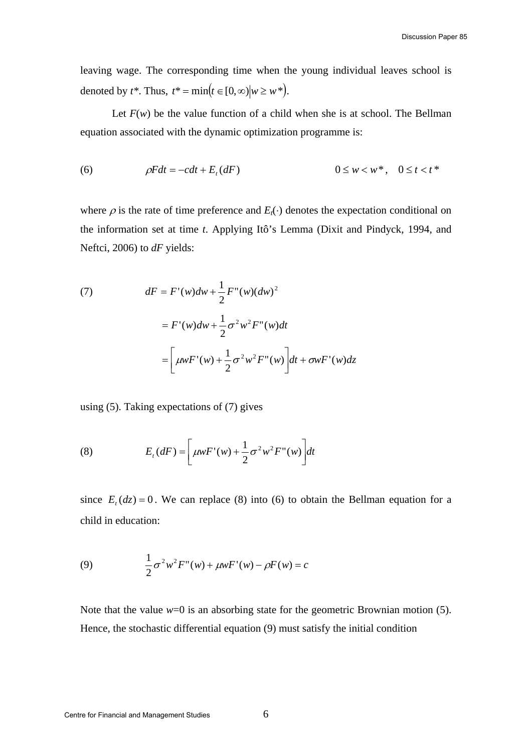leaving wage. The corresponding time when the young individual leaves school is denoted by $t^*$. Thus, $t^* = \min\left(t \in [0, \infty) \middle| w \geq w^*\right)$.

Let $F(w)$ be the value function of a child when she is at school. The Bellman equation associated with the dynamic optimization programme is:

$$\text{(6)} \qquad \rho F dt = -c dt + E_t(dF) \qquad\qquad 0 \leq w < w^*, \quad 0 \leq t < t^*$$

where $\rho$ is the rate of time preference and $E_t(\cdot)$ denotes the expectation conditional on the information set at time $t$. Applying Itô's Lemma (Dixit and Pindyck, 1994, and Neftci, 2006) to $dF$ yields:

$$\text{(7)} \qquad \begin{aligned} dF &= F'(w)dw + \frac{1}{2}F''(w)(dw)^2 \\ &= F'(w)dw + \frac{1}{2}\sigma^2 w^2 F''(w)dt \\ &= \left[\mu w F'(w) + \frac{1}{2}\sigma^2 w^2 F''(w)\right]dt + \sigma w F'(w)dz \end{aligned}$$

using (5). Taking expectations of (7) gives

$$\text{(8)} \qquad E_t(dF) = \left[\mu w F'(w) + \frac{1}{2}\sigma^2 w^2 F''(w)\right]dt$$

since $E_t(dz) = 0$. We can replace (8) into (6) to obtain the Bellman equation for a child in education:

$$\text{(9)} \qquad \frac{1}{2}\sigma^2 w^2 F''(w) + \mu w F'(w) - \rho F(w) = c$$

Note that the value $w$=0 is an absorbing state for the geometric Brownian motion (5). Hence, the stochastic differential equation (9) must satisfy the initial condition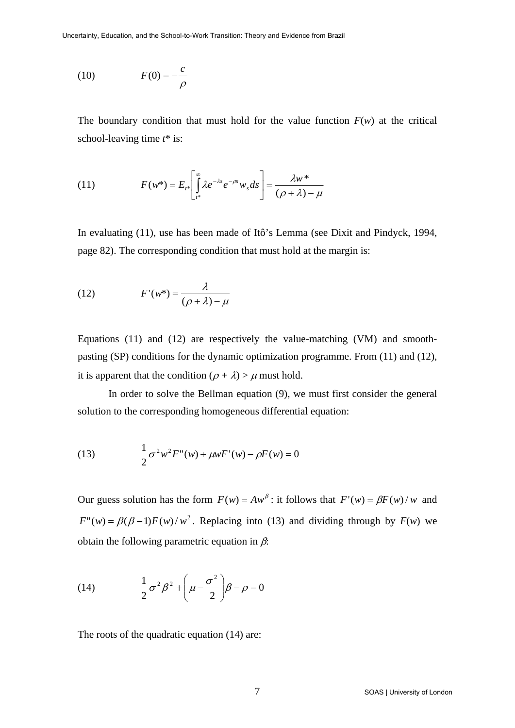(10) $$F(0) = -\frac{c}{\rho}$$

The boundary condition that must hold for the value function $F(w)$ at the critical school-leaving time $t^*$ is:

(11) $$F(w^*) = E_{t^*}\left[\int_{t^*}^{\infty} \lambda e^{-\lambda s} e^{-\rho s} w_s ds\right] = \frac{\lambda w^*}{(\rho + \lambda) - \mu}$$

In evaluating (11), use has been made of Itô's Lemma (see Dixit and Pindyck, 1994, page 82). The corresponding condition that must hold at the margin is:

(12) $$F'(w^*) = \frac{\lambda}{(\rho + \lambda) - \mu}$$

Equations (11) and (12) are respectively the value-matching (VM) and smooth-pasting (SP) conditions for the dynamic optimization programme. From (11) and (12), it is apparent that the condition $(\rho + \lambda) > \mu$ must hold.

In order to solve the Bellman equation (9), we must first consider the general solution to the corresponding homogeneous differential equation:

(13) $$\frac{1}{2}\sigma^2 w^2 F''(w) + \mu w F'(w) - \rho F(w) = 0$$

Our guess solution has the form $F(w) = Aw^{\beta}$: it follows that $F'(w) = \beta F(w)/w$ and $F''(w) = \beta(\beta - 1)F(w)/w^2$. Replacing into (13) and dividing through by $F(w)$ we obtain the following parametric equation in $\beta$:

(14) $$\frac{1}{2}\sigma^2 \beta^2 + \left(\mu - \frac{\sigma^2}{2}\right)\beta - \rho = 0$$

The roots of the quadratic equation (14) are: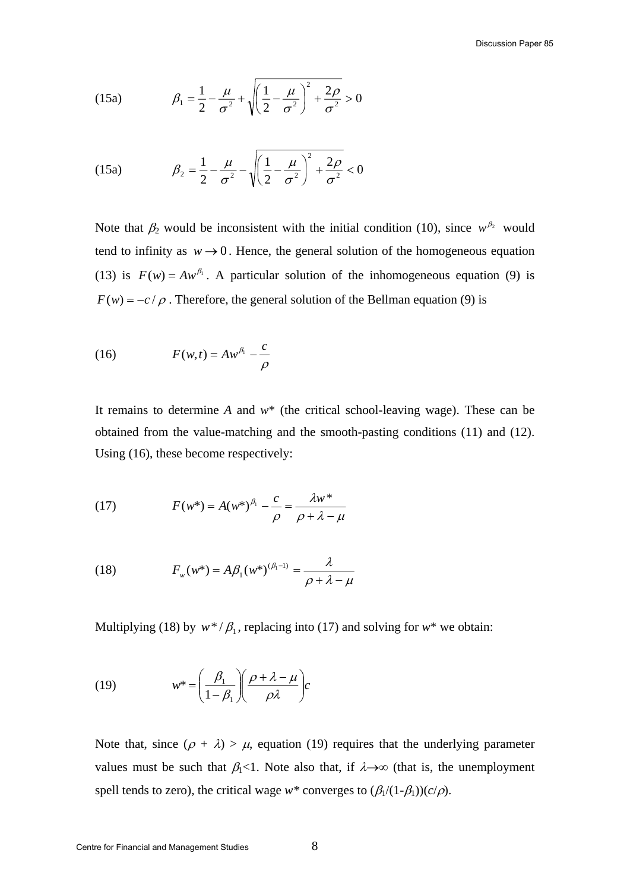(15a) $$\beta_1 = \frac{1}{2} - \frac{\mu}{\sigma^2} + \sqrt{\left(\frac{1}{2} - \frac{\mu}{\sigma^2}\right)^2 + \frac{2\rho}{\sigma^2}} > 0$$

(15a) $$\beta_2 = \frac{1}{2} - \frac{\mu}{\sigma^2} - \sqrt{\left(\frac{1}{2} - \frac{\mu}{\sigma^2}\right)^2 + \frac{2\rho}{\sigma^2}} < 0$$

Note that $\beta_2$ would be inconsistent with the initial condition (10), since $w^{\beta_2}$ would tend to infinity as $w \to 0$. Hence, the general solution of the homogeneous equation (13) is $F(w) = Aw^{\beta_1}$. A particular solution of the inhomogeneous equation (9) is $F(w) = -c/\rho$. Therefore, the general solution of the Bellman equation (9) is

(16) $$F(w,t) = Aw^{\beta_1} - \frac{c}{\rho}$$

It remains to determine *A* and *w*\* (the critical school-leaving wage). These can be obtained from the value-matching and the smooth-pasting conditions (11) and (12). Using (16), these become respectively:

(17) $$F(w^*) = A(w^*)^{\beta_1} - \frac{c}{\rho} = \frac{\lambda w^*}{\rho + \lambda - \mu}$$

(18) $$F_w(w^*) = A\beta_1(w^*)^{(\beta_1 - 1)} = \frac{\lambda}{\rho + \lambda - \mu}$$

Multiplying (18) by $w^*/\beta_1$, replacing into (17) and solving for *w*\* we obtain:

(19) $$w^* = \left(\frac{\beta_1}{1-\beta_1}\right)\left(\frac{\rho + \lambda - \mu}{\rho\lambda}\right)c$$

Note that, since $(\rho + \lambda) > \mu$, equation (19) requires that the underlying parameter values must be such that $\beta_1 < 1$. Note also that, if $\lambda \to \infty$ (that is, the unemployment spell tends to zero), the critical wage *w*\* converges to $(\beta_1/(1-\beta_1))(c/\rho)$.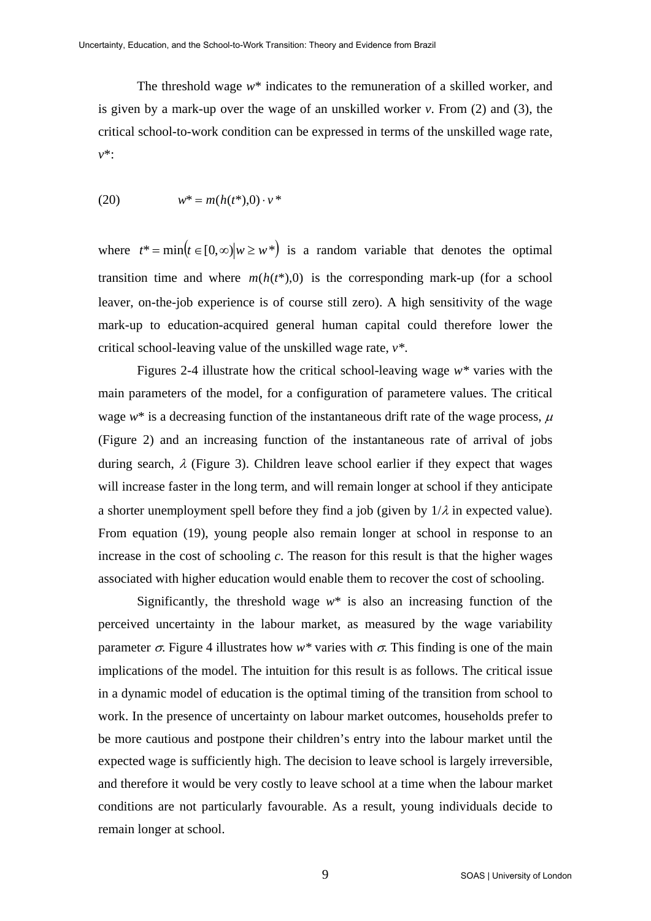The threshold wage $w^*$ indicates to the remuneration of a skilled worker, and is given by a mark-up over the wage of an unskilled worker $v$. From (2) and (3), the critical school-to-work condition can be expressed in terms of the unskilled wage rate, $v^*$:

$$(20) \qquad w^* = m(h(t^*),0)\cdot v^*$$

where $t^* = \min\left(t \in [0,\infty) \middle| w \geq w^*\right)$ is a random variable that denotes the optimal transition time and where $m(h(t^*),0)$ is the corresponding mark-up (for a school leaver, on-the-job experience is of course still zero). A high sensitivity of the wage mark-up to education-acquired general human capital could therefore lower the critical school-leaving value of the unskilled wage rate, $v^*$.

Figures 2-4 illustrate how the critical school-leaving wage $w^*$ varies with the main parameters of the model, for a configuration of parametere values. The critical wage $w^*$ is a decreasing function of the instantaneous drift rate of the wage process, $\mu$ (Figure 2) and an increasing function of the instantaneous rate of arrival of jobs during search, $\lambda$ (Figure 3). Children leave school earlier if they expect that wages will increase faster in the long term, and will remain longer at school if they anticipate a shorter unemployment spell before they find a job (given by $1/\lambda$ in expected value). From equation (19), young people also remain longer at school in response to an increase in the cost of schooling $c$. The reason for this result is that the higher wages associated with higher education would enable them to recover the cost of schooling.

Significantly, the threshold wage $w^*$ is also an increasing function of the perceived uncertainty in the labour market, as measured by the wage variability parameter $\sigma$. Figure 4 illustrates how $w^*$ varies with $\sigma$. This finding is one of the main implications of the model. The intuition for this result is as follows. The critical issue in a dynamic model of education is the optimal timing of the transition from school to work. In the presence of uncertainty on labour market outcomes, households prefer to be more cautious and postpone their children's entry into the labour market until the expected wage is sufficiently high. The decision to leave school is largely irreversible, and therefore it would be very costly to leave school at a time when the labour market conditions are not particularly favourable. As a result, young individuals decide to remain longer at school.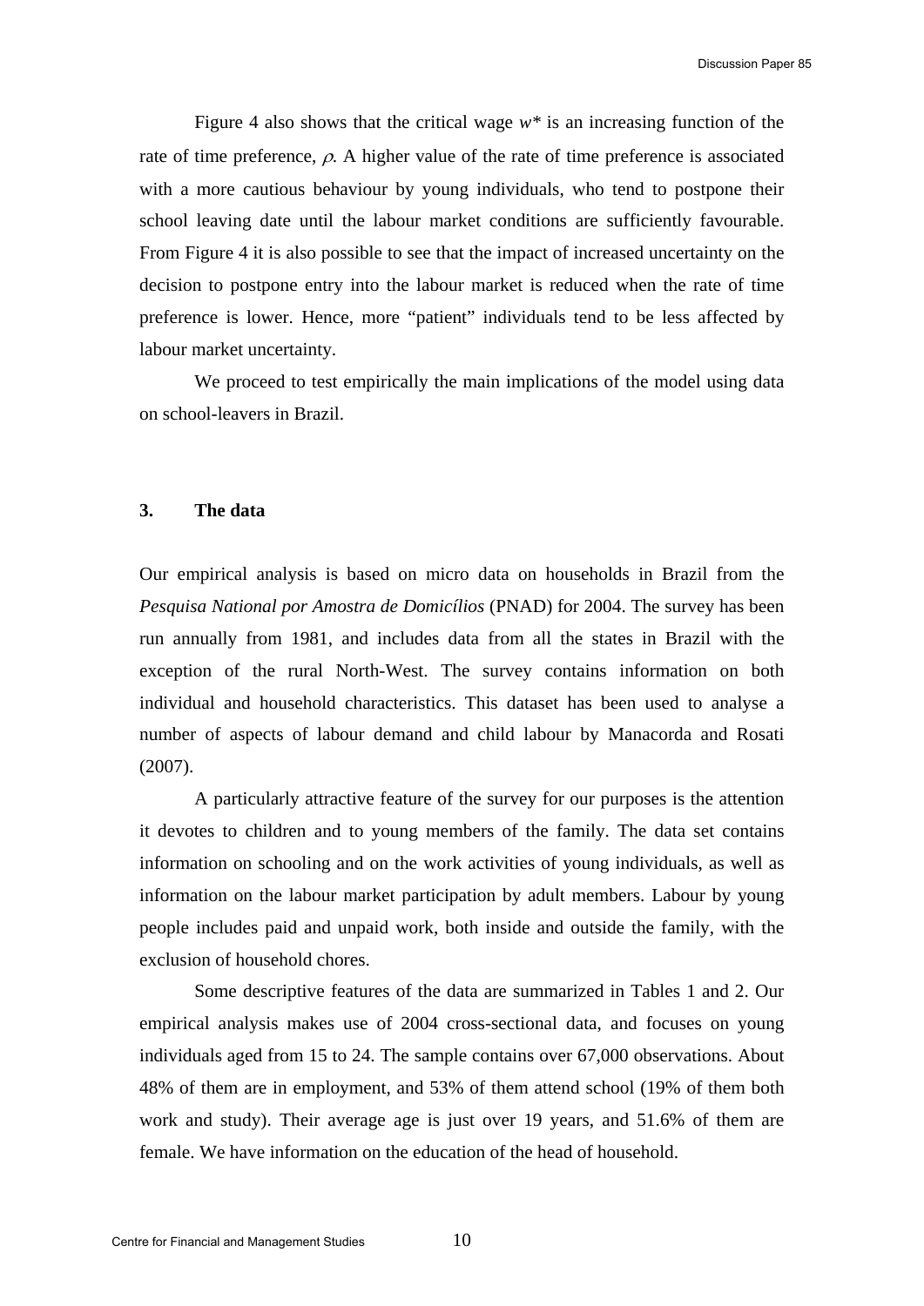Figure 4 also shows that the critical wage $w^*$ is an increasing function of the rate of time preference, $\rho$. A higher value of the rate of time preference is associated with a more cautious behaviour by young individuals, who tend to postpone their school leaving date until the labour market conditions are sufficiently favourable. From Figure 4 it is also possible to see that the impact of increased uncertainty on the decision to postpone entry into the labour market is reduced when the rate of time preference is lower. Hence, more "patient" individuals tend to be less affected by labour market uncertainty.

We proceed to test empirically the main implications of the model using data on school-leavers in Brazil.

## 3. The data

Our empirical analysis is based on micro data on households in Brazil from the *Pesquisa National por Amostra de Domicílios* (PNAD) for 2004. The survey has been run annually from 1981, and includes data from all the states in Brazil with the exception of the rural North-West. The survey contains information on both individual and household characteristics. This dataset has been used to analyse a number of aspects of labour demand and child labour by Manacorda and Rosati (2007).

A particularly attractive feature of the survey for our purposes is the attention it devotes to children and to young members of the family. The data set contains information on schooling and on the work activities of young individuals, as well as information on the labour market participation by adult members. Labour by young people includes paid and unpaid work, both inside and outside the family, with the exclusion of household chores.

Some descriptive features of the data are summarized in Tables 1 and 2. Our empirical analysis makes use of 2004 cross-sectional data, and focuses on young individuals aged from 15 to 24. The sample contains over 67,000 observations. About 48% of them are in employment, and 53% of them attend school (19% of them both work and study). Their average age is just over 19 years, and 51.6% of them are female. We have information on the education of the head of household.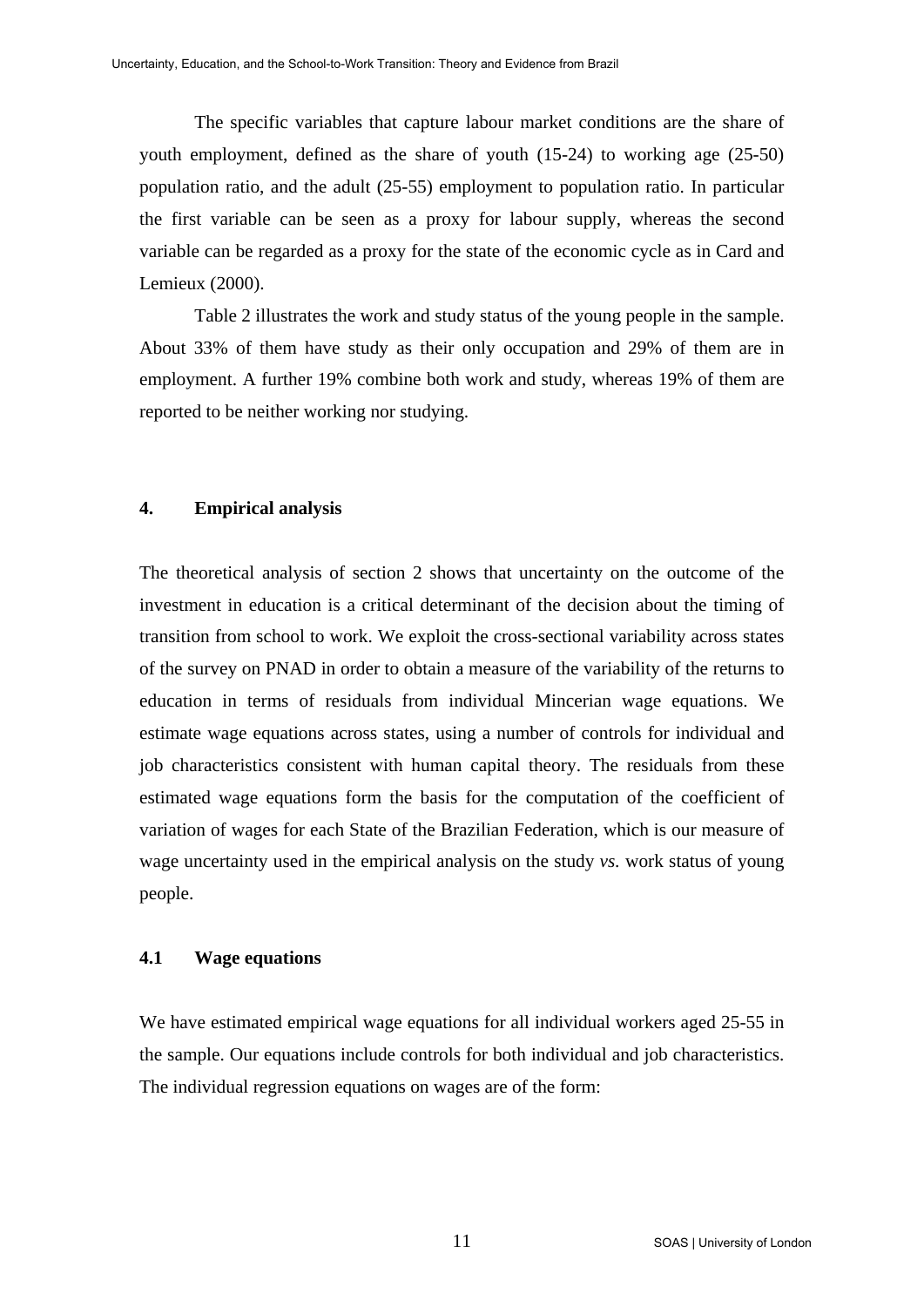The specific variables that capture labour market conditions are the share of youth employment, defined as the share of youth (15-24) to working age (25-50) population ratio, and the adult (25-55) employment to population ratio. In particular the first variable can be seen as a proxy for labour supply, whereas the second variable can be regarded as a proxy for the state of the economic cycle as in Card and Lemieux (2000).

Table 2 illustrates the work and study status of the young people in the sample. About 33% of them have study as their only occupation and 29% of them are in employment. A further 19% combine both work and study, whereas 19% of them are reported to be neither working nor studying.

## 4. Empirical analysis

The theoretical analysis of section 2 shows that uncertainty on the outcome of the investment in education is a critical determinant of the decision about the timing of transition from school to work. We exploit the cross-sectional variability across states of the survey on PNAD in order to obtain a measure of the variability of the returns to education in terms of residuals from individual Mincerian wage equations. We estimate wage equations across states, using a number of controls for individual and job characteristics consistent with human capital theory. The residuals from these estimated wage equations form the basis for the computation of the coefficient of variation of wages for each State of the Brazilian Federation, which is our measure of wage uncertainty used in the empirical analysis on the study *vs.* work status of young people.

### 4.1 Wage equations

We have estimated empirical wage equations for all individual workers aged 25-55 in the sample. Our equations include controls for both individual and job characteristics. The individual regression equations on wages are of the form: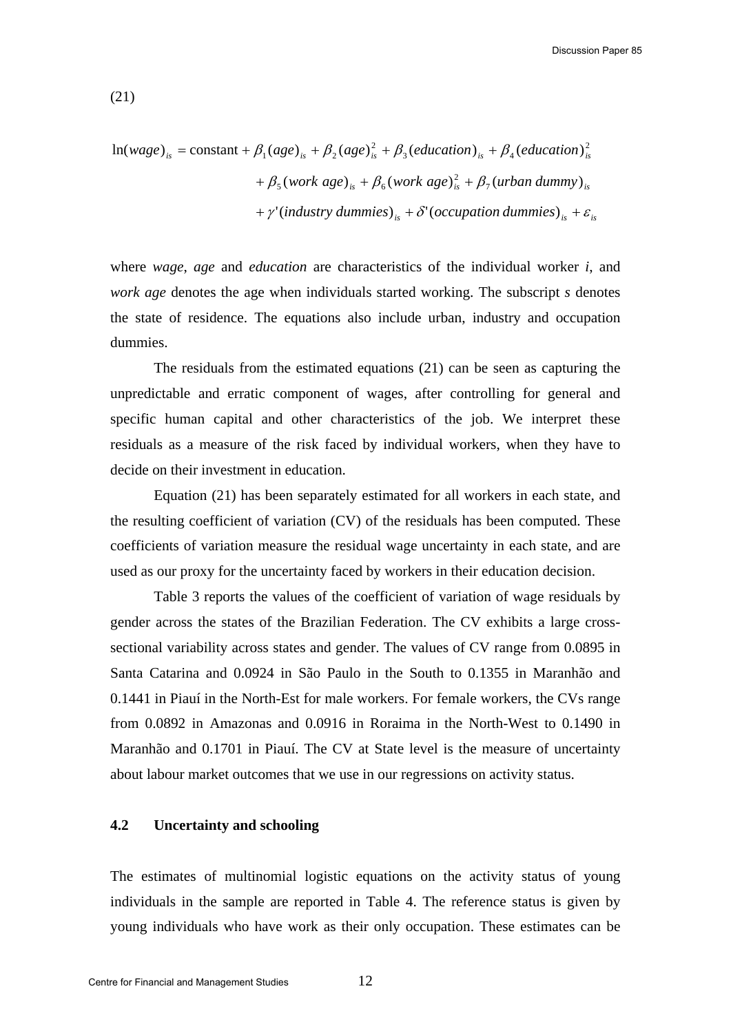(21)

$$
\begin{aligned}
\ln(wage)_{is} = \text{constant} &+ \beta_1 (age)_{is} + \beta_2 (age)^2_{is} + \beta_3 (education)_{is} + \beta_4 (education)^2_{is} \\
&+ \beta_5 (work\ age)_{is} + \beta_6 (work\ age)^2_{is} + \beta_7 (urban\ dummy)_{is} \\
&+ \gamma' (industry\ dummies)_{is} + \delta' (occupation\ dummies)_{is} + \varepsilon_{is}
\end{aligned}
$$

where *wage*, *age* and *education* are characteristics of the individual worker *i*, and *work age* denotes the age when individuals started working. The subscript *s* denotes the state of residence. The equations also include urban, industry and occupation dummies.

The residuals from the estimated equations (21) can be seen as capturing the unpredictable and erratic component of wages, after controlling for general and specific human capital and other characteristics of the job. We interpret these residuals as a measure of the risk faced by individual workers, when they have to decide on their investment in education.

Equation (21) has been separately estimated for all workers in each state, and the resulting coefficient of variation (CV) of the residuals has been computed. These coefficients of variation measure the residual wage uncertainty in each state, and are used as our proxy for the uncertainty faced by workers in their education decision.

Table 3 reports the values of the coefficient of variation of wage residuals by gender across the states of the Brazilian Federation. The CV exhibits a large cross-sectional variability across states and gender. The values of CV range from 0.0895 in Santa Catarina and 0.0924 in São Paulo in the South to 0.1355 in Maranhão and 0.1441 in Piauí in the North-Est for male workers. For female workers, the CVs range from 0.0892 in Amazonas and 0.0916 in Roraima in the North-West to 0.1490 in Maranhão and 0.1701 in Piauí. The CV at State level is the measure of uncertainty about labour market outcomes that we use in our regressions on activity status.

## 4.2 Uncertainty and schooling

The estimates of multinomial logistic equations on the activity status of young individuals in the sample are reported in Table 4. The reference status is given by young individuals who have work as their only occupation. These estimates can be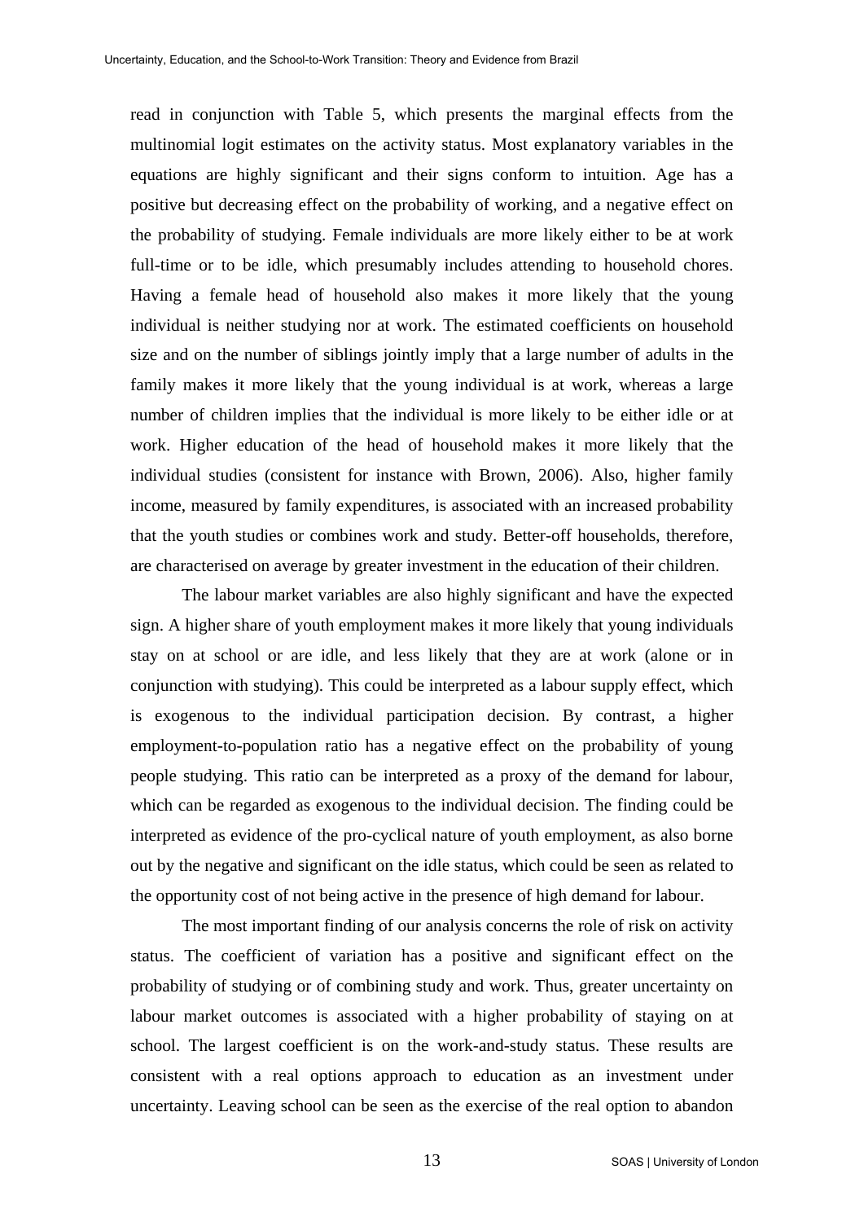read in conjunction with Table 5, which presents the marginal effects from the multinomial logit estimates on the activity status. Most explanatory variables in the equations are highly significant and their signs conform to intuition. Age has a positive but decreasing effect on the probability of working, and a negative effect on the probability of studying. Female individuals are more likely either to be at work full-time or to be idle, which presumably includes attending to household chores. Having a female head of household also makes it more likely that the young individual is neither studying nor at work. The estimated coefficients on household size and on the number of siblings jointly imply that a large number of adults in the family makes it more likely that the young individual is at work, whereas a large number of children implies that the individual is more likely to be either idle or at work. Higher education of the head of household makes it more likely that the individual studies (consistent for instance with Brown, 2006). Also, higher family income, measured by family expenditures, is associated with an increased probability that the youth studies or combines work and study. Better-off households, therefore, are characterised on average by greater investment in the education of their children.

The labour market variables are also highly significant and have the expected sign. A higher share of youth employment makes it more likely that young individuals stay on at school or are idle, and less likely that they are at work (alone or in conjunction with studying). This could be interpreted as a labour supply effect, which is exogenous to the individual participation decision. By contrast, a higher employment-to-population ratio has a negative effect on the probability of young people studying. This ratio can be interpreted as a proxy of the demand for labour, which can be regarded as exogenous to the individual decision. The finding could be interpreted as evidence of the pro-cyclical nature of youth employment, as also borne out by the negative and significant on the idle status, which could be seen as related to the opportunity cost of not being active in the presence of high demand for labour.

The most important finding of our analysis concerns the role of risk on activity status. The coefficient of variation has a positive and significant effect on the probability of studying or of combining study and work. Thus, greater uncertainty on labour market outcomes is associated with a higher probability of staying on at school. The largest coefficient is on the work-and-study status. These results are consistent with a real options approach to education as an investment under uncertainty. Leaving school can be seen as the exercise of the real option to abandon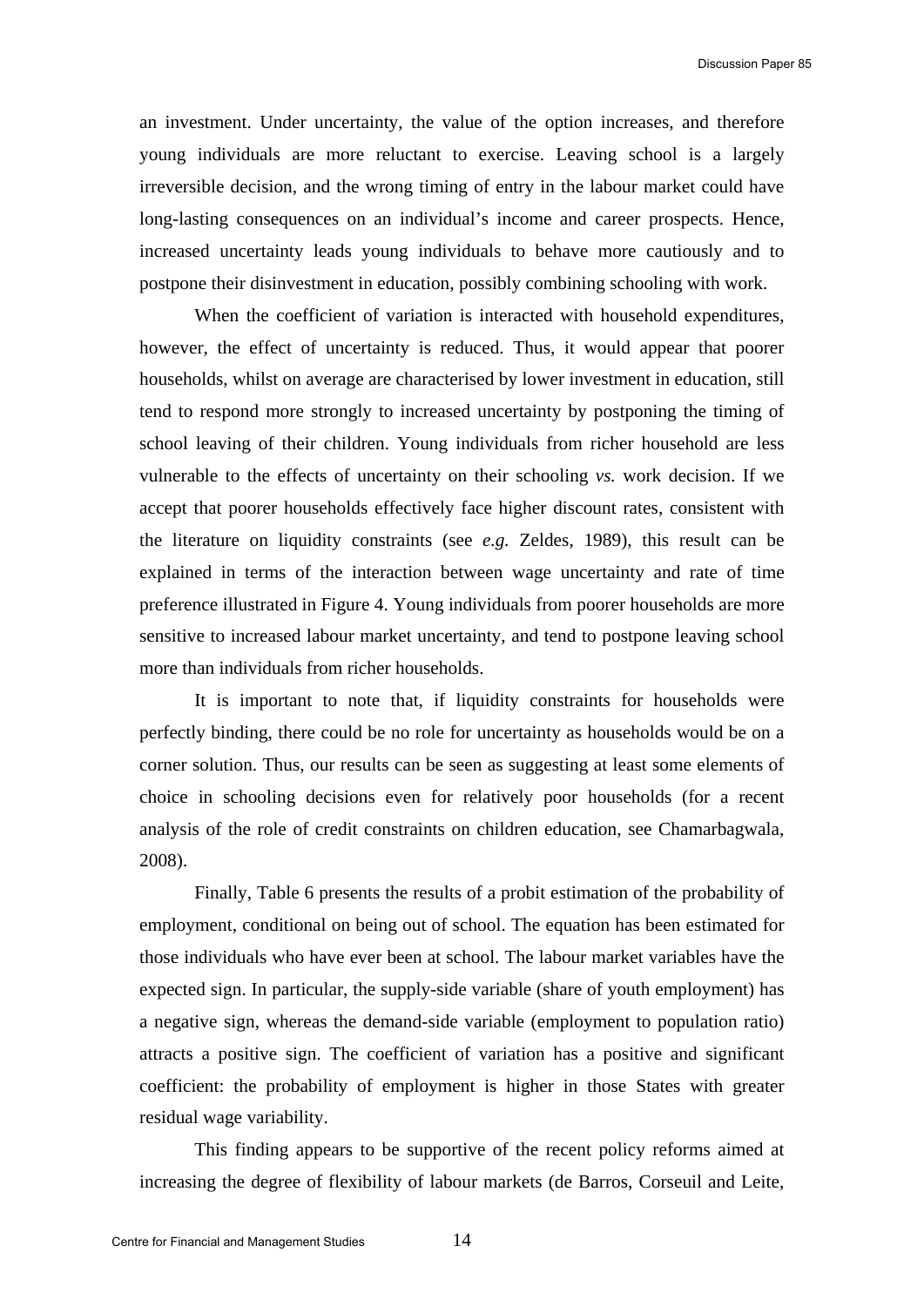an investment. Under uncertainty, the value of the option increases, and therefore young individuals are more reluctant to exercise. Leaving school is a largely irreversible decision, and the wrong timing of entry in the labour market could have long-lasting consequences on an individual's income and career prospects. Hence, increased uncertainty leads young individuals to behave more cautiously and to postpone their disinvestment in education, possibly combining schooling with work.

When the coefficient of variation is interacted with household expenditures, however, the effect of uncertainty is reduced. Thus, it would appear that poorer households, whilst on average are characterised by lower investment in education, still tend to respond more strongly to increased uncertainty by postponing the timing of school leaving of their children. Young individuals from richer household are less vulnerable to the effects of uncertainty on their schooling *vs.* work decision. If we accept that poorer households effectively face higher discount rates, consistent with the literature on liquidity constraints (see *e.g.* Zeldes, 1989), this result can be explained in terms of the interaction between wage uncertainty and rate of time preference illustrated in Figure 4. Young individuals from poorer households are more sensitive to increased labour market uncertainty, and tend to postpone leaving school more than individuals from richer households.

It is important to note that, if liquidity constraints for households were perfectly binding, there could be no role for uncertainty as households would be on a corner solution. Thus, our results can be seen as suggesting at least some elements of choice in schooling decisions even for relatively poor households (for a recent analysis of the role of credit constraints on children education, see Chamarbagwala, 2008).

Finally, Table 6 presents the results of a probit estimation of the probability of employment, conditional on being out of school. The equation has been estimated for those individuals who have ever been at school. The labour market variables have the expected sign. In particular, the supply-side variable (share of youth employment) has a negative sign, whereas the demand-side variable (employment to population ratio) attracts a positive sign. The coefficient of variation has a positive and significant coefficient: the probability of employment is higher in those States with greater residual wage variability.

This finding appears to be supportive of the recent policy reforms aimed at increasing the degree of flexibility of labour markets (de Barros, Corseuil and Leite,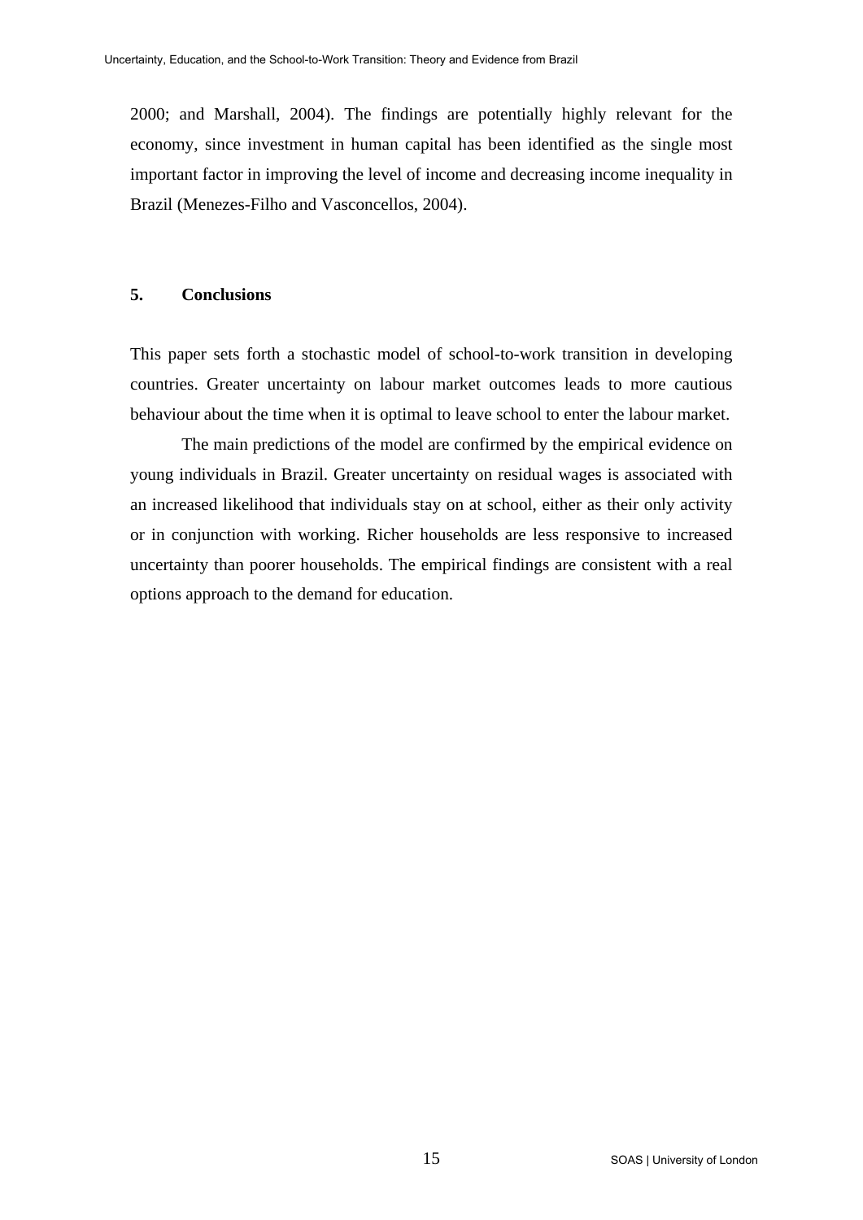2000; and Marshall, 2004). The findings are potentially highly relevant for the economy, since investment in human capital has been identified as the single most important factor in improving the level of income and decreasing income inequality in Brazil (Menezes-Filho and Vasconcellos, 2004).

## 5. Conclusions

This paper sets forth a stochastic model of school-to-work transition in developing countries. Greater uncertainty on labour market outcomes leads to more cautious behaviour about the time when it is optimal to leave school to enter the labour market.

The main predictions of the model are confirmed by the empirical evidence on young individuals in Brazil. Greater uncertainty on residual wages is associated with an increased likelihood that individuals stay on at school, either as their only activity or in conjunction with working. Richer households are less responsive to increased uncertainty than poorer households. The empirical findings are consistent with a real options approach to the demand for education.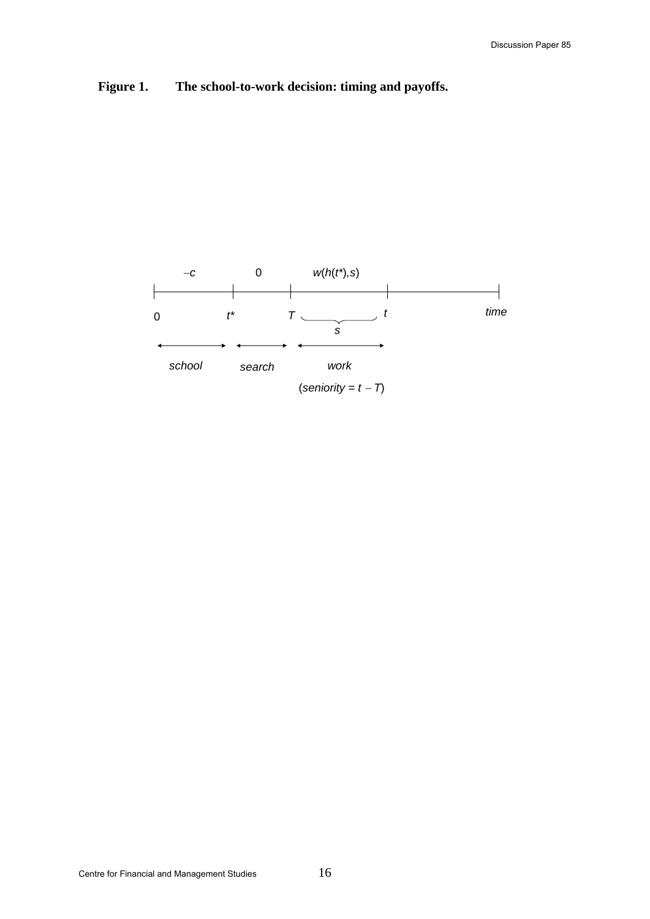**Figure 1. The school-to-work decision: timing and payoffs.**

| $-c$ | $0$ | $w(h(t^*),s)$ | | |
|---|---|---|---|---|
| $0$ | $t^*$ | $T$ | $t$ | *time* |
| | | $s$ | | |
| *school* | *search* | *work* | | |
| | | (*seniority* $= t - T$) | | |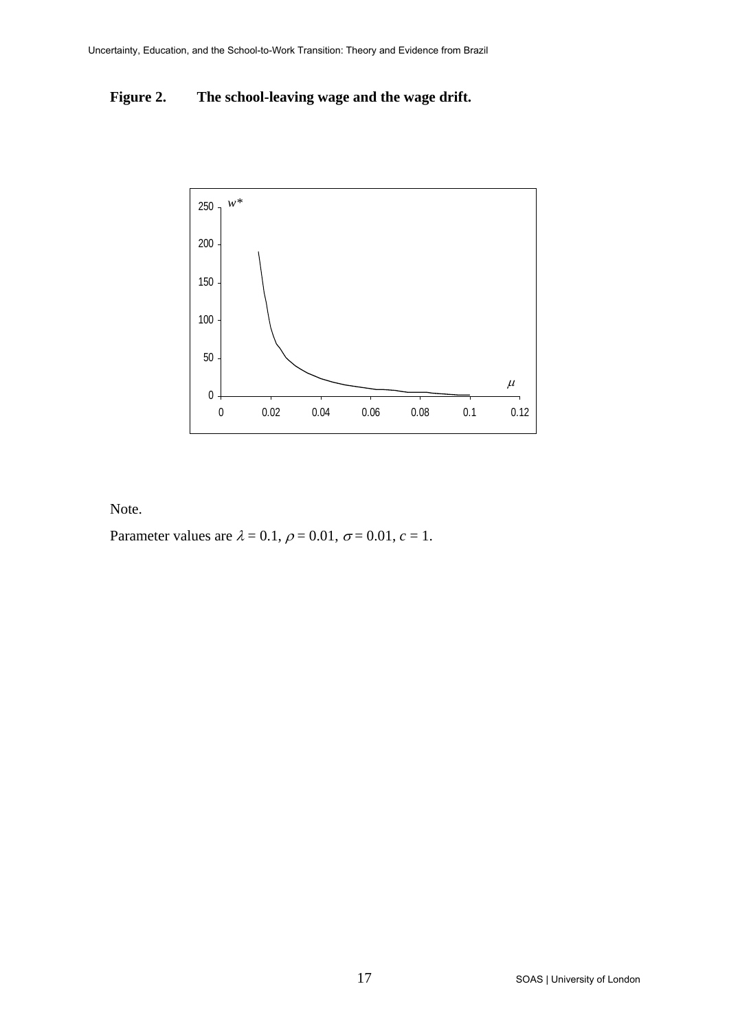**Figure 2. The school-leaving wage and the wage drift.**

Note.

Parameter values are $\lambda = 0.1$, $\rho = 0.01$, $\sigma = 0.01$, $c = 1$.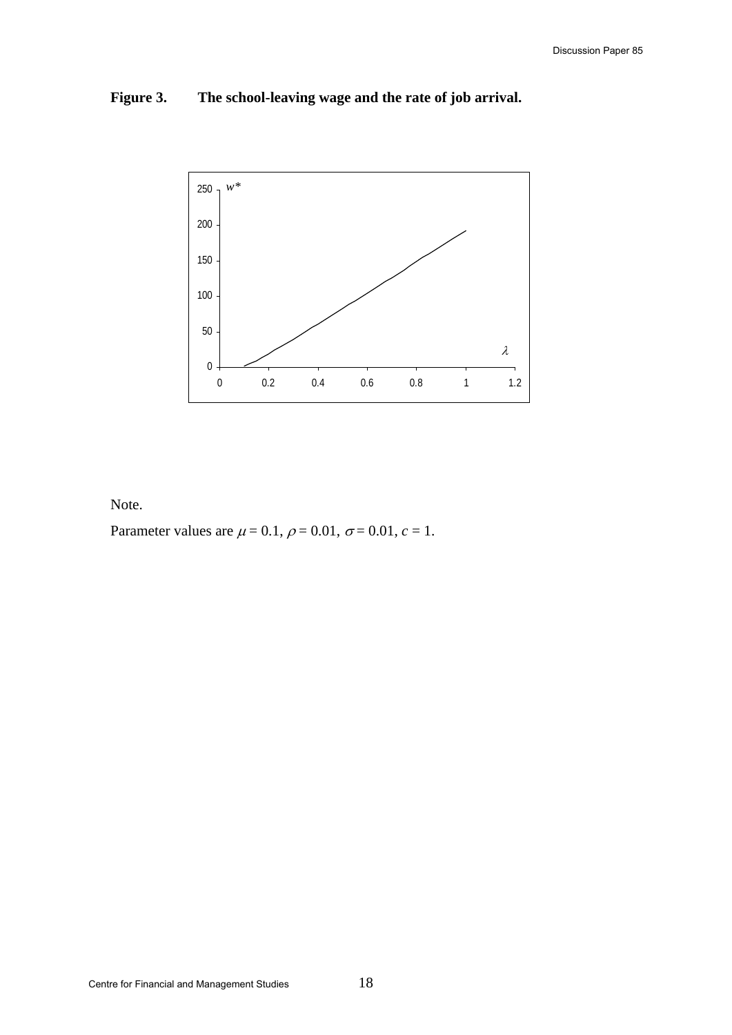**Figure 3. The school-leaving wage and the rate of job arrival.**

Note.

Parameter values are $\mu = 0.1$, $\rho = 0.01$, $\sigma = 0.01$, $c = 1$.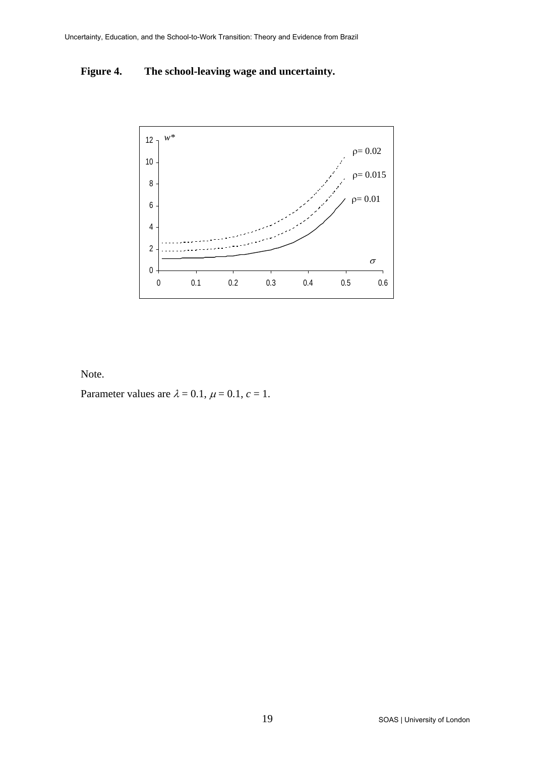**Figure 4. The school-leaving wage and uncertainty.**

Note.

Parameter values are $\lambda = 0.1$, $\mu = 0.1$, $c = 1$.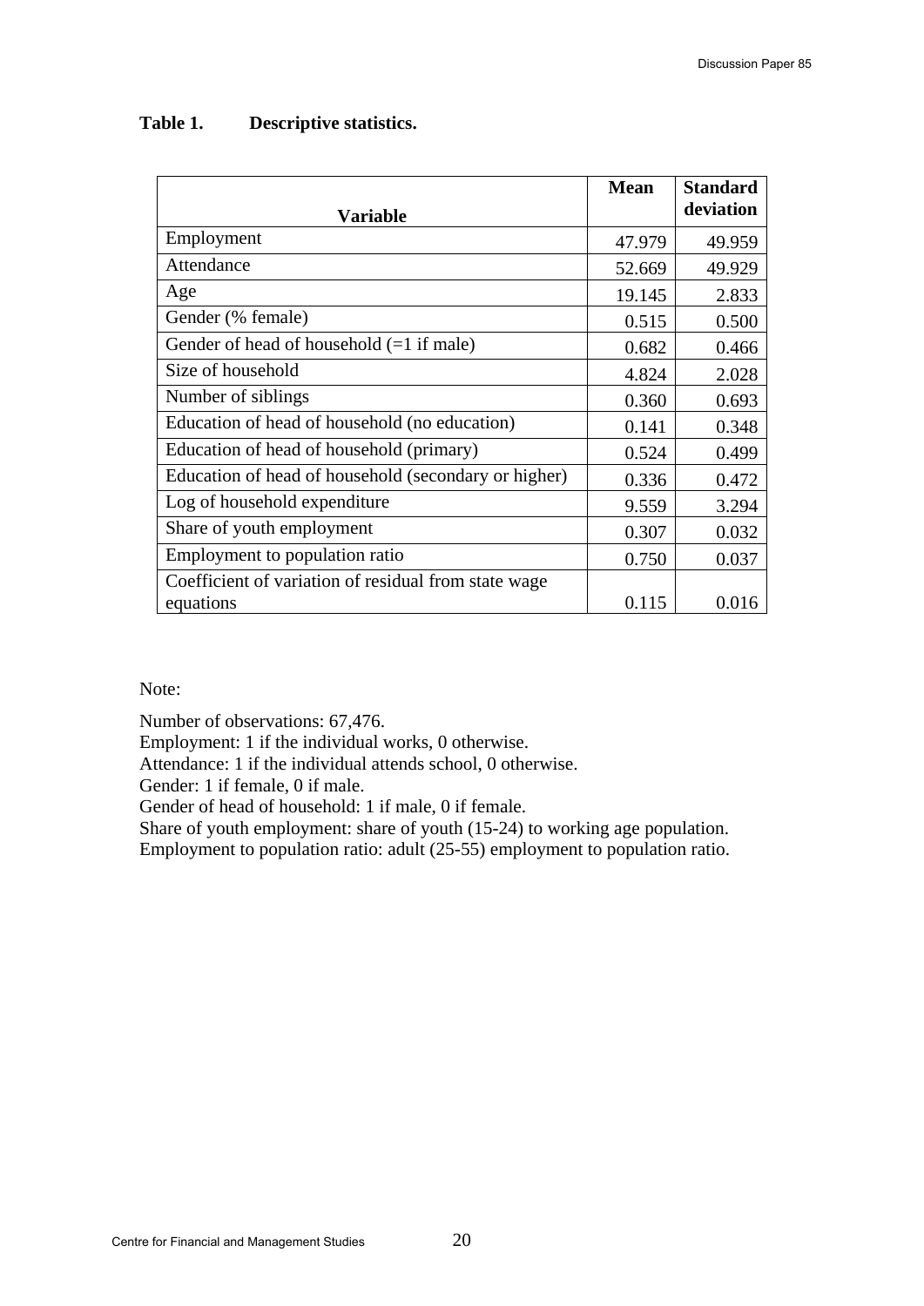**Table 1. Descriptive statistics.**

| Variable | Mean | Standard deviation |
|---|---|---|
| Employment | 47.979 | 49.959 |
| Attendance | 52.669 | 49.929 |
| Age | 19.145 | 2.833 |
| Gender (% female) | 0.515 | 0.500 |
| Gender of head of household (=1 if male) | 0.682 | 0.466 |
| Size of household | 4.824 | 2.028 |
| Number of siblings | 0.360 | 0.693 |
| Education of head of household (no education) | 0.141 | 0.348 |
| Education of head of household (primary) | 0.524 | 0.499 |
| Education of head of household (secondary or higher) | 0.336 | 0.472 |
| Log of household expenditure | 9.559 | 3.294 |
| Share of youth employment | 0.307 | 0.032 |
| Employment to population ratio | 0.750 | 0.037 |
| Coefficient of variation of residual from state wage equations | 0.115 | 0.016 |

Note:

Number of observations: 67,476.
Employment: 1 if the individual works, 0 otherwise.
Attendance: 1 if the individual attends school, 0 otherwise.
Gender: 1 if female, 0 if male.
Gender of head of household: 1 if male, 0 if female.
Share of youth employment: share of youth (15-24) to working age population.
Employment to population ratio: adult (25-55) employment to population ratio.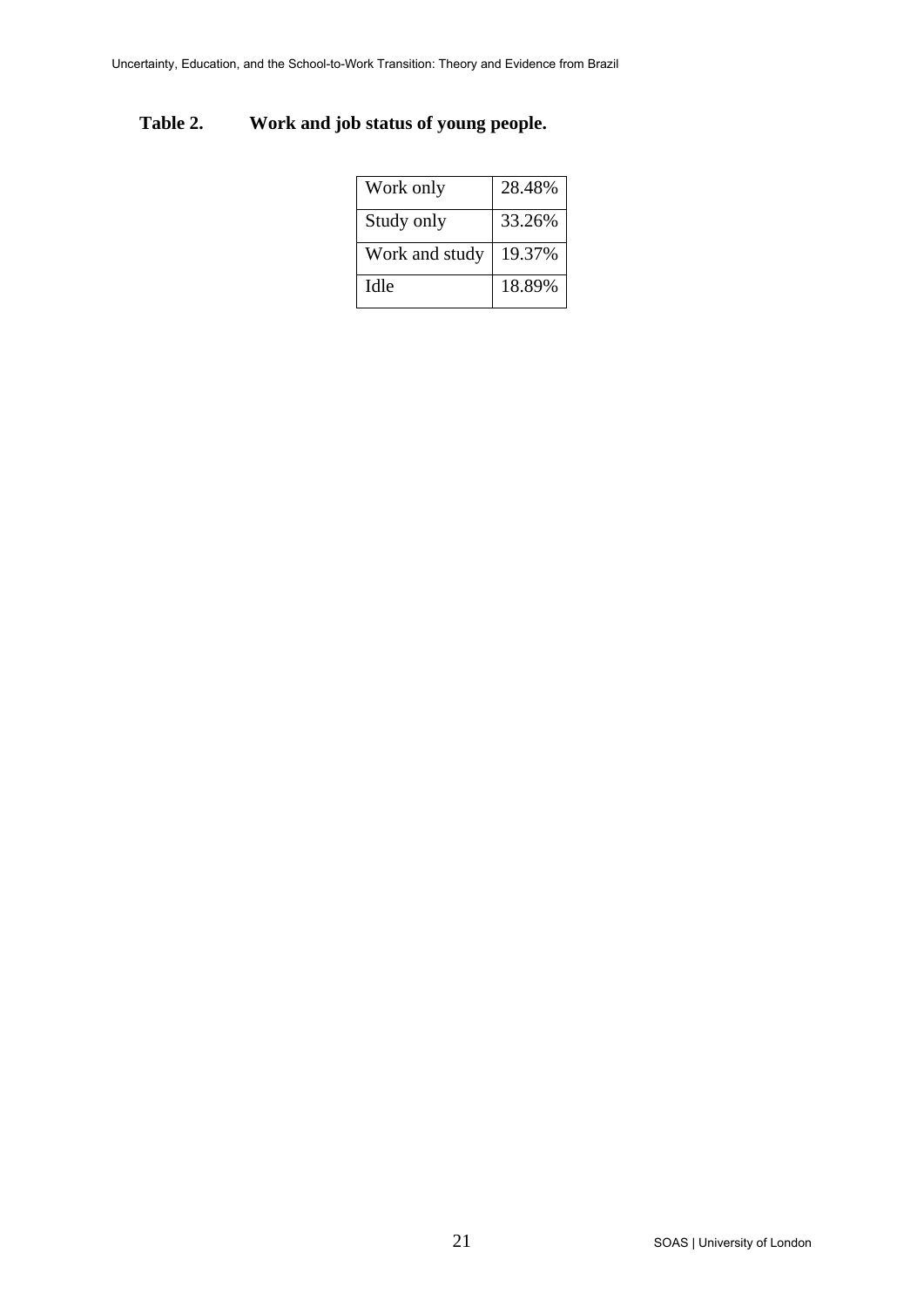**Table 2. Work and job status of young people.**

| | |
|---|---|
| Work only | 28.48% |
| Study only | 33.26% |
| Work and study | 19.37% |
| Idle | 18.89% |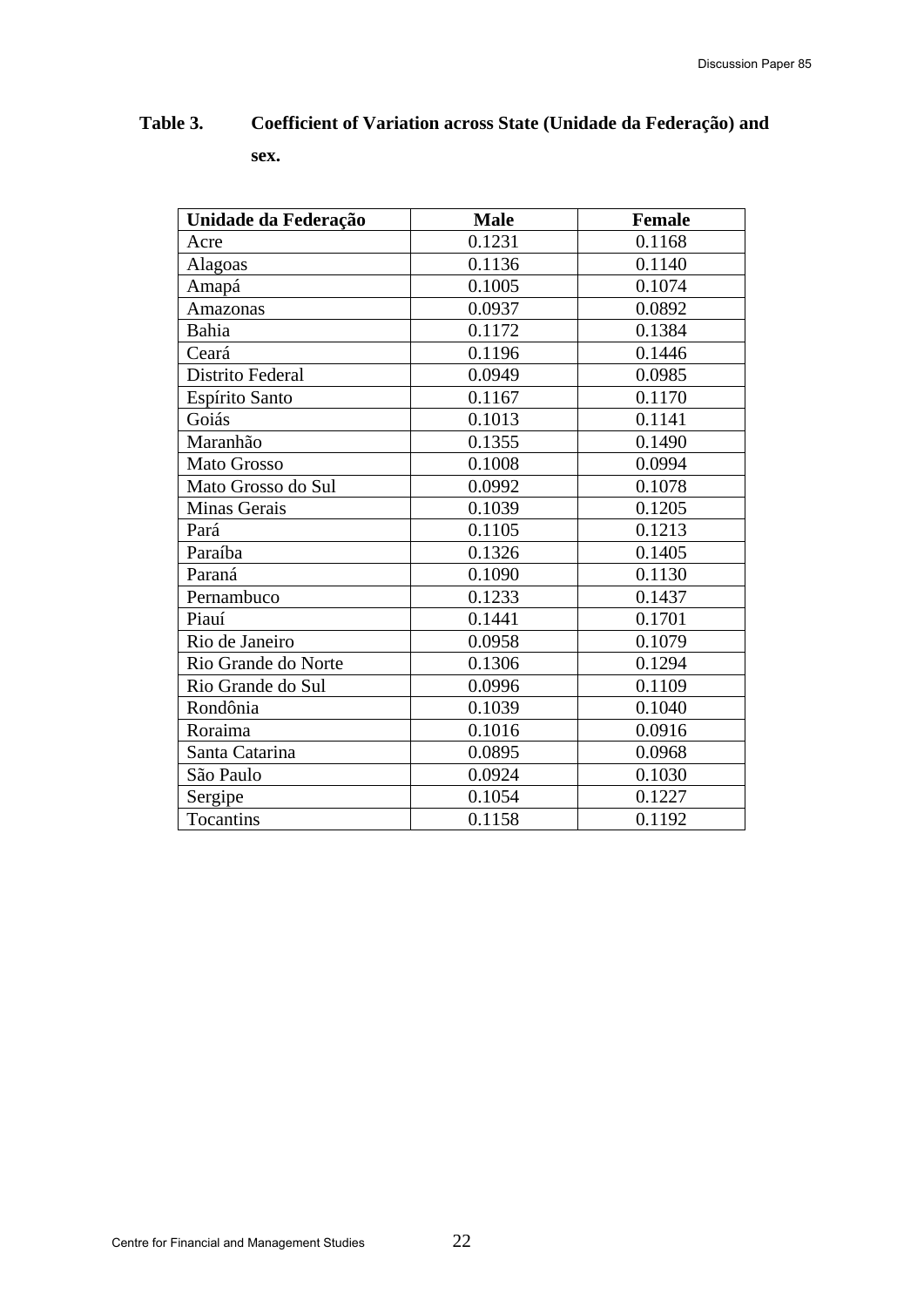**Table 3. Coefficient of Variation across State (Unidade da Federação) and sex.**

| Unidade da Federação | Male | Female |
|---|---|---|
| Acre | 0.1231 | 0.1168 |
| Alagoas | 0.1136 | 0.1140 |
| Amapá | 0.1005 | 0.1074 |
| Amazonas | 0.0937 | 0.0892 |
| Bahia | 0.1172 | 0.1384 |
| Ceará | 0.1196 | 0.1446 |
| Distrito Federal | 0.0949 | 0.0985 |
| Espírito Santo | 0.1167 | 0.1170 |
| Goiás | 0.1013 | 0.1141 |
| Maranhão | 0.1355 | 0.1490 |
| Mato Grosso | 0.1008 | 0.0994 |
| Mato Grosso do Sul | 0.0992 | 0.1078 |
| Minas Gerais | 0.1039 | 0.1205 |
| Pará | 0.1105 | 0.1213 |
| Paraíba | 0.1326 | 0.1405 |
| Paraná | 0.1090 | 0.1130 |
| Pernambuco | 0.1233 | 0.1437 |
| Piauí | 0.1441 | 0.1701 |
| Rio de Janeiro | 0.0958 | 0.1079 |
| Rio Grande do Norte | 0.1306 | 0.1294 |
| Rio Grande do Sul | 0.0996 | 0.1109 |
| Rondônia | 0.1039 | 0.1040 |
| Roraima | 0.1016 | 0.0916 |
| Santa Catarina | 0.0895 | 0.0968 |
| São Paulo | 0.0924 | 0.1030 |
| Sergipe | 0.1054 | 0.1227 |
| Tocantins | 0.1158 | 0.1192 |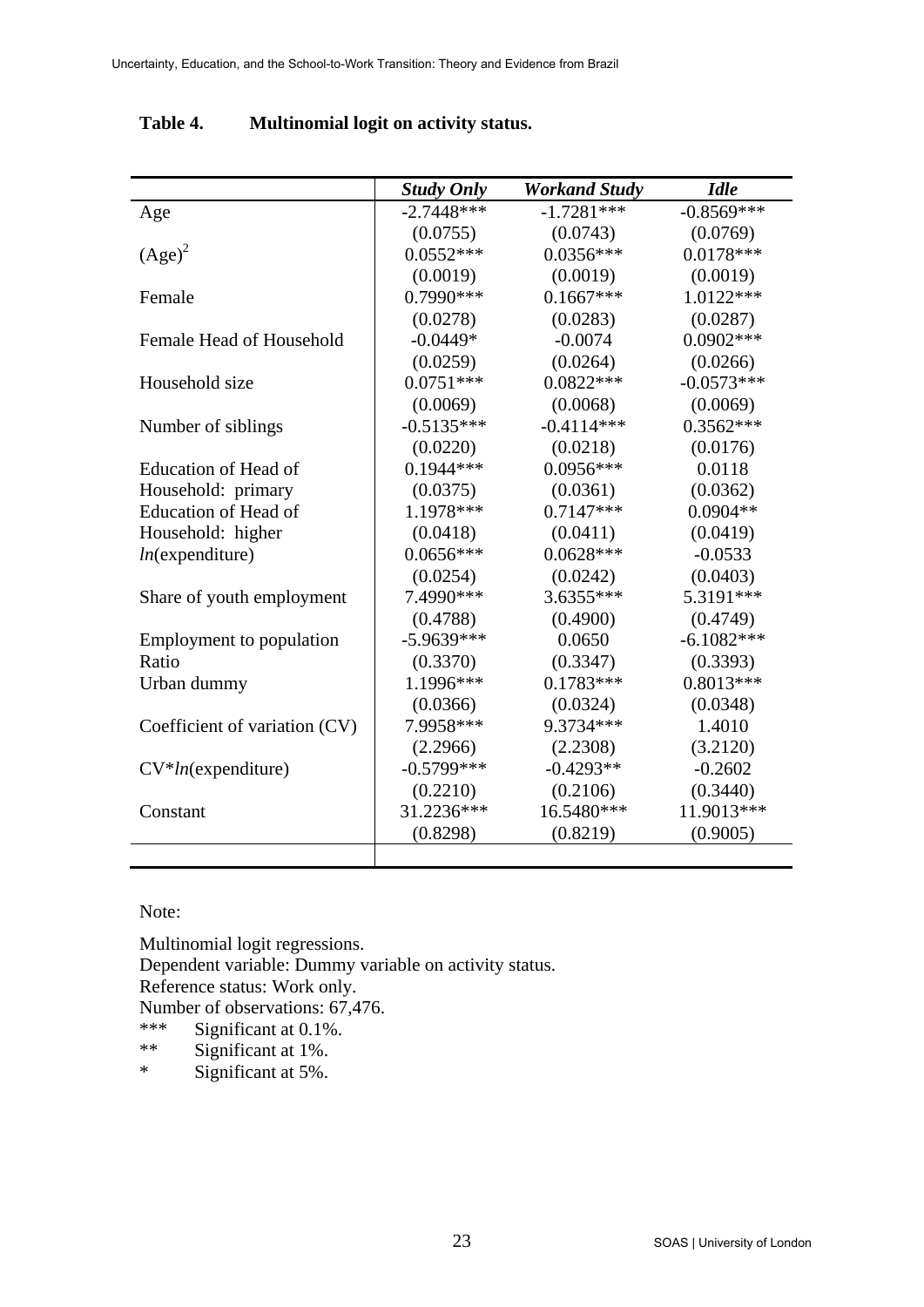**Table 4. Multinomial logit on activity status.**

| | *Study Only* | *Workand Study* | *Idle* |
|---|---|---|---|
| Age | -2.7448*** | -1.7281*** | -0.8569*** |
| | (0.0755) | (0.0743) | (0.0769) |
| $(\text{Age})^2$ | 0.0552*** | 0.0356*** | 0.0178*** |
| | (0.0019) | (0.0019) | (0.0019) |
| Female | 0.7990*** | 0.1667*** | 1.0122*** |
| | (0.0278) | (0.0283) | (0.0287) |
| Female Head of Household | -0.0449* | -0.0074 | 0.0902*** |
| | (0.0259) | (0.0264) | (0.0266) |
| Household size | 0.0751*** | 0.0822*** | -0.0573*** |
| | (0.0069) | (0.0068) | (0.0069) |
| Number of siblings | -0.5135*** | -0.4114*** | 0.3562*** |
| | (0.0220) | (0.0218) | (0.0176) |
| Education of Head of Household: primary | 0.1944*** | 0.0956*** | 0.0118 |
| | (0.0375) | (0.0361) | (0.0362) |
| Education of Head of Household: higher | 1.1978*** | 0.7147*** | 0.0904** |
| | (0.0418) | (0.0411) | (0.0419) |
| *ln*(expenditure) | 0.0656*** | 0.0628*** | -0.0533 |
| | (0.0254) | (0.0242) | (0.0403) |
| Share of youth employment | 7.4990*** | 3.6355*** | 5.3191*** |
| | (0.4788) | (0.4900) | (0.4749) |
| Employment to population Ratio | -5.9639*** | 0.0650 | -6.1082*** |
| | (0.3370) | (0.3347) | (0.3393) |
| Urban dummy | 1.1996*** | 0.1783*** | 0.8013*** |
| | (0.0366) | (0.0324) | (0.0348) |
| Coefficient of variation (CV) | 7.9958*** | 9.3734*** | 1.4010 |
| | (2.2966) | (2.2308) | (3.2120) |
| CV\**ln*(expenditure) | -0.5799*** | -0.4293** | -0.2602 |
| | (0.2210) | (0.2106) | (0.3440) |
| Constant | 31.2236*** | 16.5480*** | 11.9013*** |
| | (0.8298) | (0.8219) | (0.9005) |

Note:

Multinomial logit regressions.
Dependent variable: Dummy variable on activity status.
Reference status: Work only.
Number of observations: 67,476.

*** Significant at 0.1%.
** Significant at 1%.
* Significant at 5%.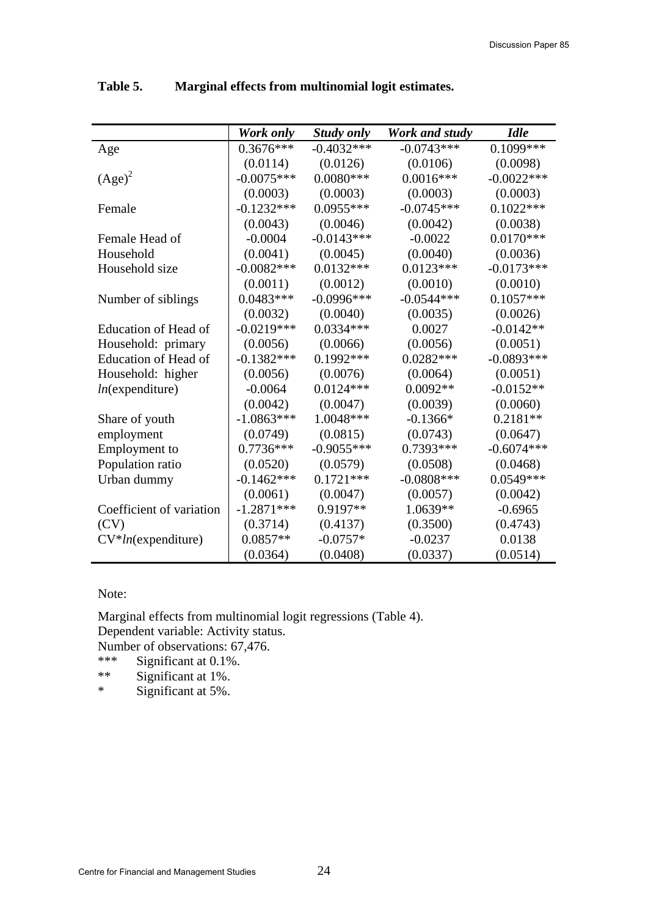**Table 5. Marginal effects from multinomial logit estimates.**

| | *Work only* | *Study only* | *Work and study* | *Idle* |
|---|---|---|---|---|
| Age | 0.3676*** | -0.4032*** | -0.0743*** | 0.1099*** |
| | (0.0114) | (0.0126) | (0.0106) | (0.0098) |
| $(Age)^2$ | -0.0075*** | 0.0080*** | 0.0016*** | -0.0022*** |
| | (0.0003) | (0.0003) | (0.0003) | (0.0003) |
| Female | -0.1232*** | 0.0955*** | -0.0745*** | 0.1022*** |
| | (0.0043) | (0.0046) | (0.0042) | (0.0038) |
| Female Head of | -0.0004 | -0.0143*** | -0.0022 | 0.0170*** |
| Household | (0.0041) | (0.0045) | (0.0040) | (0.0036) |
| Household size | -0.0082*** | 0.0132*** | 0.0123*** | -0.0173*** |
| | (0.0011) | (0.0012) | (0.0010) | (0.0010) |
| Number of siblings | 0.0483*** | -0.0996*** | -0.0544*** | 0.1057*** |
| | (0.0032) | (0.0040) | (0.0035) | (0.0026) |
| Education of Head of | -0.0219*** | 0.0334*** | 0.0027 | -0.0142** |
| Household: primary | (0.0056) | (0.0066) | (0.0056) | (0.0051) |
| Education of Head of | -0.1382*** | 0.1992*** | 0.0282*** | -0.0893*** |
| Household: higher | (0.0056) | (0.0076) | (0.0064) | (0.0051) |
| *ln*(expenditure) | -0.0064 | 0.0124*** | 0.0092** | -0.0152** |
| | (0.0042) | (0.0047) | (0.0039) | (0.0060) |
| Share of youth | -1.0863*** | 1.0048*** | -0.1366* | 0.2181** |
| employment | (0.0749) | (0.0815) | (0.0743) | (0.0647) |
| Employment to | 0.7736*** | -0.9055*** | 0.7393*** | -0.6074*** |
| Population ratio | (0.0520) | (0.0579) | (0.0508) | (0.0468) |
| Urban dummy | -0.1462*** | 0.1721*** | -0.0808*** | 0.0549*** |
| | (0.0061) | (0.0047) | (0.0057) | (0.0042) |
| Coefficient of variation | -1.2871*** | 0.9197** | 1.0639** | -0.6965 |
| (CV) | (0.3714) | (0.4137) | (0.3500) | (0.4743) |
| CV\**ln*(expenditure) | 0.0857** | -0.0757* | -0.0237 | 0.0138 |
| | (0.0364) | (0.0408) | (0.0337) | (0.0514) |

Note:

Marginal effects from multinomial logit regressions (Table 4).
Dependent variable: Activity status.
Number of observations: 67,476.

*** Significant at 0.1%.
** Significant at 1%.
* Significant at 5%.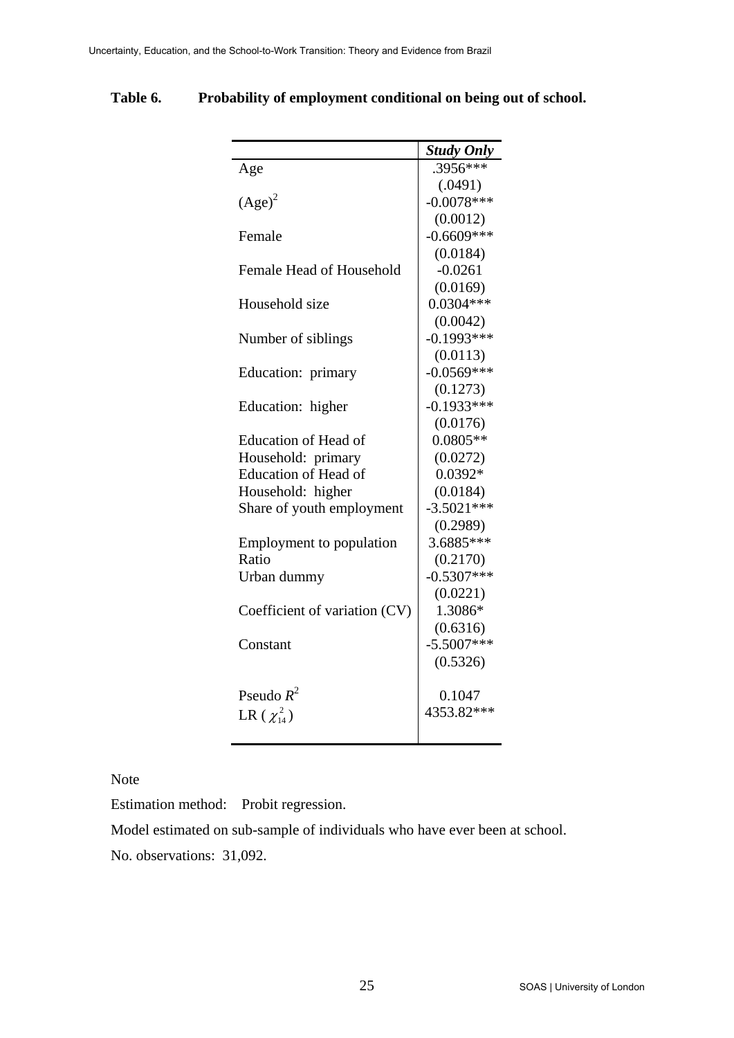**Table 6. Probability of employment conditional on being out of school.**

| | *Study Only* |
|---|---|
| Age | .3956*** |
| | (.0491) |
| $(Age)^2$ | -0.0078*** |
| | (0.0012) |
| Female | -0.6609*** |
| | (0.0184) |
| Female Head of Household | -0.0261 |
| | (0.0169) |
| Household size | 0.0304*** |
| | (0.0042) |
| Number of siblings | -0.1993*** |
| | (0.0113) |
| Education: primary | -0.0569*** |
| | (0.1273) |
| Education: higher | -0.1933*** |
| | (0.0176) |
| Education of Head of Household: primary | 0.0805** |
| | (0.0272) |
| Education of Head of Household: higher | 0.0392* |
| | (0.0184) |
| Share of youth employment | -3.5021*** |
| | (0.2989) |
| Employment to population Ratio | 3.6885*** |
| | (0.2170) |
| Urban dummy | -0.5307*** |
| | (0.0221) |
| Coefficient of variation (CV) | 1.3086* |
| | (0.6316) |
| Constant | -5.5007*** |
| | (0.5326) |
| Pseudo $R^2$ | 0.1047 |
| LR ( $\chi^2_{14}$ ) | 4353.82*** |

Note

Estimation method: Probit regression.

Model estimated on sub-sample of individuals who have ever been at school.

No. observations: 31,092.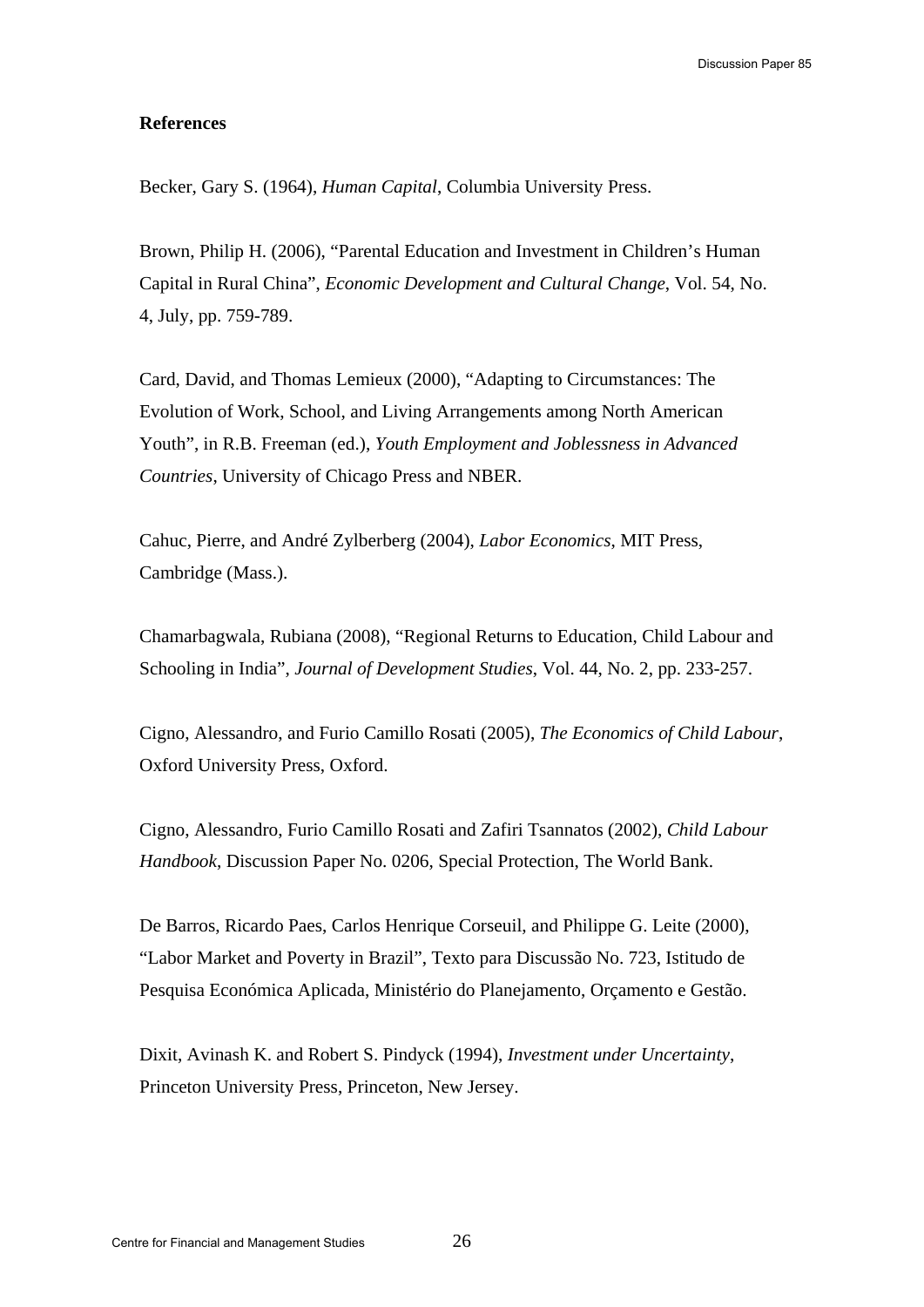**References**

Becker, Gary S. (1964), *Human Capital*, Columbia University Press.

Brown, Philip H. (2006), "Parental Education and Investment in Children's Human Capital in Rural China", *Economic Development and Cultural Change*, Vol. 54, No. 4, July, pp. 759-789.

Card, David, and Thomas Lemieux (2000), "Adapting to Circumstances: The Evolution of Work, School, and Living Arrangements among North American Youth", in R.B. Freeman (ed.), *Youth Employment and Joblessness in Advanced Countries*, University of Chicago Press and NBER.

Cahuc, Pierre, and André Zylberberg (2004), *Labor Economics*, MIT Press, Cambridge (Mass.).

Chamarbagwala, Rubiana (2008), "Regional Returns to Education, Child Labour and Schooling in India", *Journal of Development Studies*, Vol. 44, No. 2, pp. 233-257.

Cigno, Alessandro, and Furio Camillo Rosati (2005), *The Economics of Child Labour*, Oxford University Press, Oxford.

Cigno, Alessandro, Furio Camillo Rosati and Zafiri Tsannatos (2002), *Child Labour Handbook*, Discussion Paper No. 0206, Special Protection, The World Bank.

De Barros, Ricardo Paes, Carlos Henrique Corseuil, and Philippe G. Leite (2000), "Labor Market and Poverty in Brazil", Texto para Discussão No. 723, Istitudo de Pesquisa Económica Aplicada, Ministério do Planejamento, Orçamento e Gestão.

Dixit, Avinash K. and Robert S. Pindyck (1994), *Investment under Uncertainty*, Princeton University Press, Princeton, New Jersey.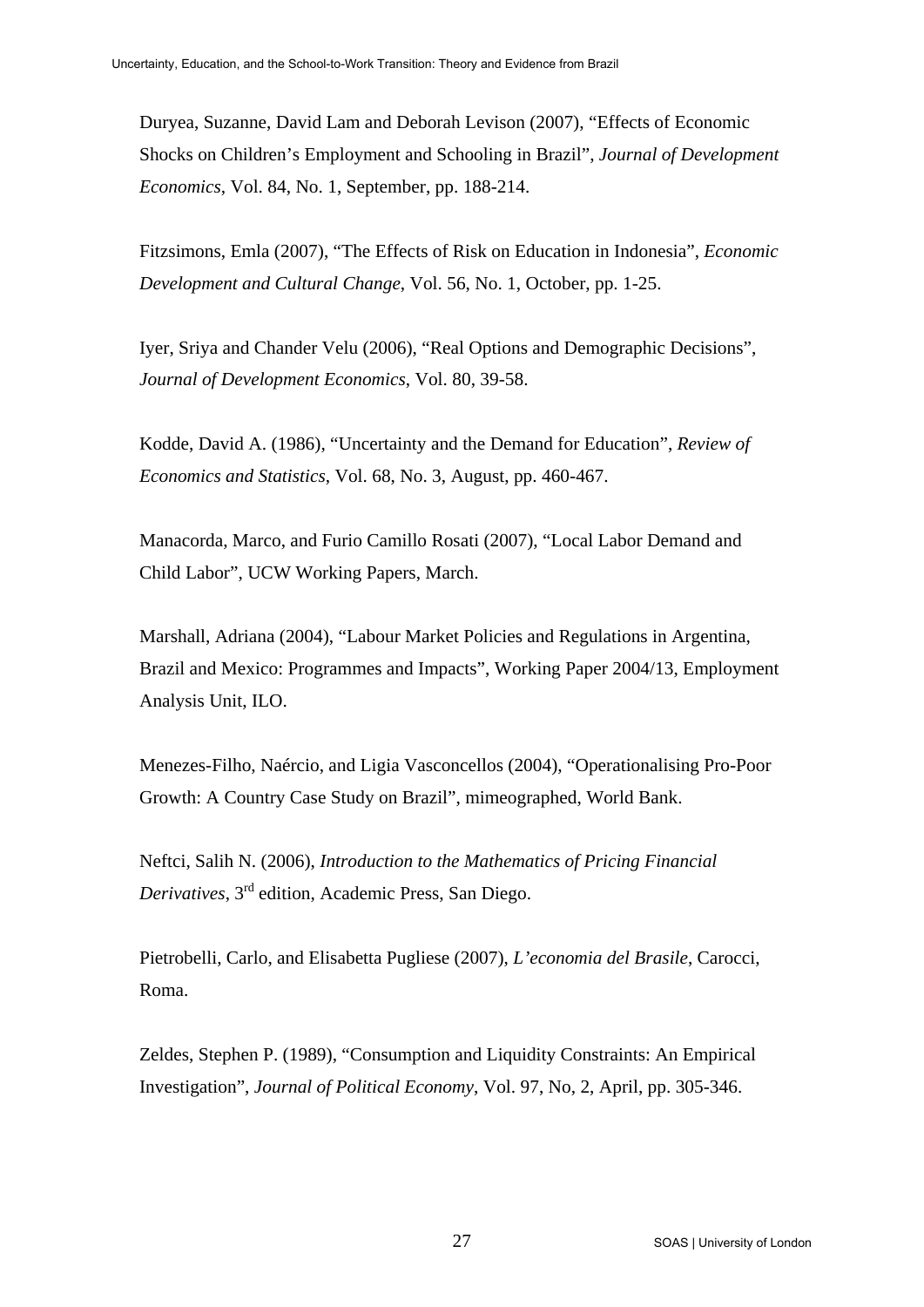Duryea, Suzanne, David Lam and Deborah Levison (2007), "Effects of Economic Shocks on Children's Employment and Schooling in Brazil", *Journal of Development Economics*, Vol. 84, No. 1, September, pp. 188-214.

Fitzsimons, Emla (2007), "The Effects of Risk on Education in Indonesia", *Economic Development and Cultural Change*, Vol. 56, No. 1, October, pp. 1-25.

Iyer, Sriya and Chander Velu (2006), "Real Options and Demographic Decisions", *Journal of Development Economics*, Vol. 80, 39-58.

Kodde, David A. (1986), "Uncertainty and the Demand for Education", *Review of Economics and Statistics*, Vol. 68, No. 3, August, pp. 460-467.

Manacorda, Marco, and Furio Camillo Rosati (2007), "Local Labor Demand and Child Labor", UCW Working Papers, March.

Marshall, Adriana (2004), "Labour Market Policies and Regulations in Argentina, Brazil and Mexico: Programmes and Impacts", Working Paper 2004/13, Employment Analysis Unit, ILO.

Menezes-Filho, Naércio, and Ligia Vasconcellos (2004), "Operationalising Pro-Poor Growth: A Country Case Study on Brazil", mimeographed, World Bank.

Neftci, Salih N. (2006), *Introduction to the Mathematics of Pricing Financial Derivatives*, 3rd edition, Academic Press, San Diego.

Pietrobelli, Carlo, and Elisabetta Pugliese (2007), *L'economia del Brasile*, Carocci, Roma.

Zeldes, Stephen P. (1989), "Consumption and Liquidity Constraints: An Empirical Investigation", *Journal of Political Economy*, Vol. 97, No, 2, April, pp. 305-346.